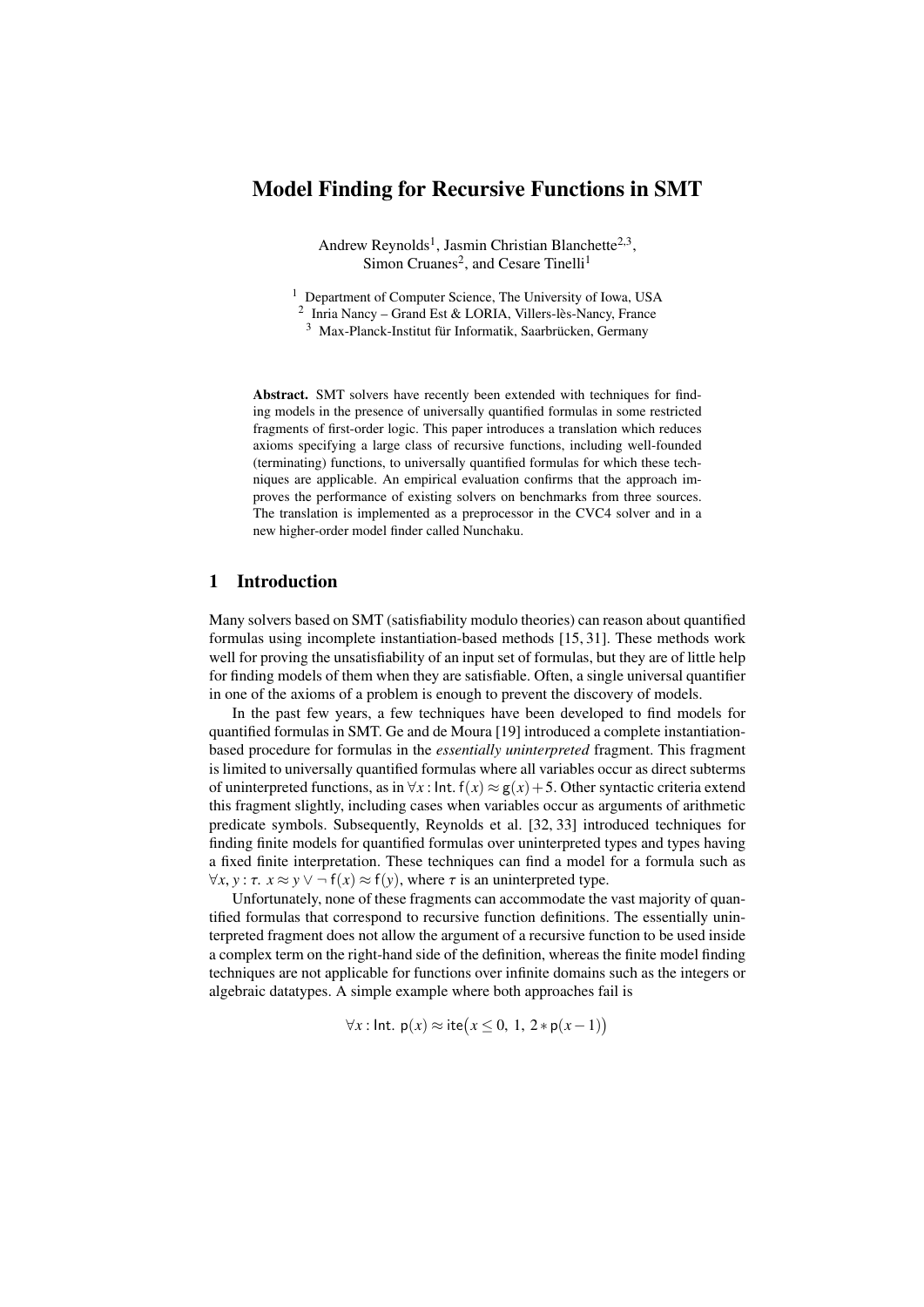# Model Finding for Recursive Functions in SMT

Andrew Reynolds[1], Jasmin Christian Blanchette[2,3], Simon Cruanes[2], and Cesare Tinelli[1]

[1] Department of Computer Science, The University of Iowa, USA
[2] Inria Nancy – Grand Est & LORIA, Villers-lès-Nancy, France
[3] Max-Planck-Institut für Informatik, Saarbrücken, Germany

**Abstract.** SMT solvers have recently been extended with techniques for finding models in the presence of universally quantified formulas in some restricted fragments of first-order logic. This paper introduces a translation which reduces axioms specifying a large class of recursive functions, including well-founded (terminating) functions, to universally quantified formulas for which these techniques are applicable. An empirical evaluation confirms that the approach improves the performance of existing solvers on benchmarks from three sources. The translation is implemented as a preprocessor in the CVC4 solver and in a new higher-order model finder called Nunchaku.

## 1 Introduction

Many solvers based on SMT (satisfiability modulo theories) can reason about quantified formulas using incomplete instantiation-based methods [15, 31]. These methods work well for proving the unsatisfiability of an input set of formulas, but they are of little help for finding models of them when they are satisfiable. Often, a single universal quantifier in one of the axioms of a problem is enough to prevent the discovery of models.

In the past few years, a few techniques have been developed to find models for quantified formulas in SMT. Ge and de Moura [19] introduced a complete instantiation-based procedure for formulas in the *essentially uninterpreted* fragment. This fragment is limited to universally quantified formulas where all variables occur as direct subterms of uninterpreted functions, as in $\forall x : \mathsf{Int}.\ \mathsf{f}(x) \approx \mathsf{g}(x) + 5$. Other syntactic criteria extend this fragment slightly, including cases when variables occur as arguments of arithmetic predicate symbols. Subsequently, Reynolds et al. [32, 33] introduced techniques for finding finite models for quantified formulas over uninterpreted types and types having a fixed finite interpretation. These techniques can find a model for a formula such as $\forall x, y : \tau.\ x \approx y \vee \neg\, \mathsf{f}(x) \approx \mathsf{f}(y)$, where $\tau$ is an uninterpreted type.

Unfortunately, none of these fragments can accommodate the vast majority of quantified formulas that correspond to recursive function definitions. The essentially uninterpreted fragment does not allow the argument of a recursive function to be used inside a complex term on the right-hand side of the definition, whereas the finite model finding techniques are not applicable for functions over infinite domains such as the integers or algebraic datatypes. A simple example where both approaches fail is

$$\forall x : \mathsf{Int}.\ \mathsf{p}(x) \approx \mathsf{ite}\big(x \leq 0,\ 1,\ 2 * \mathsf{p}(x-1)\big)$$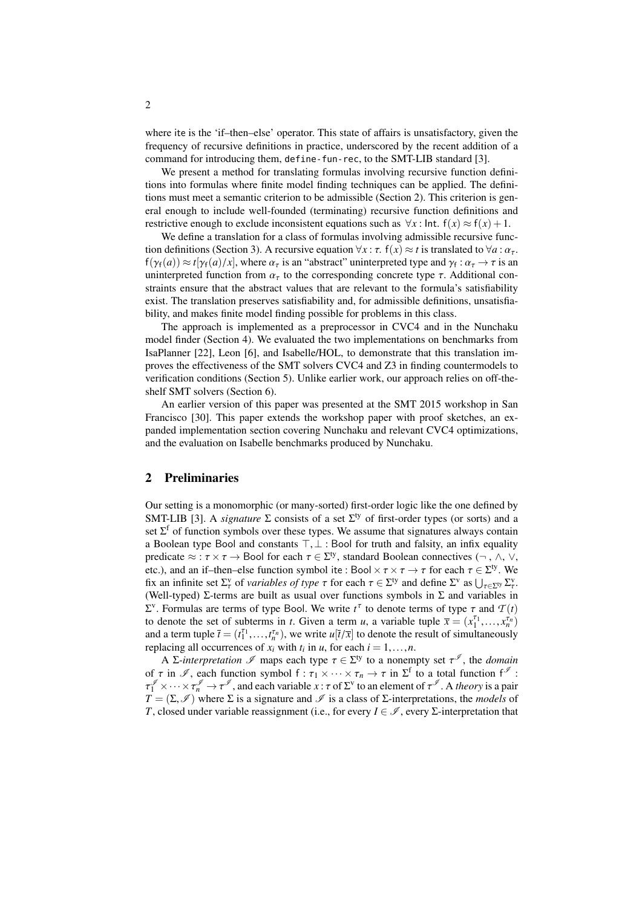where ite is the 'if–then–else' operator. This state of affairs is unsatisfactory, given the frequency of recursive definitions in practice, underscored by the recent addition of a command for introducing them, `define-fun-rec`, to the SMT-LIB standard [3].

We present a method for translating formulas involving recursive function definitions into formulas where finite model finding techniques can be applied. The definitions must meet a semantic criterion to be admissible (Section 2). This criterion is general enough to include well-founded (terminating) recursive function definitions and restrictive enough to exclude inconsistent equations such as $\forall x : \mathsf{Int}.\ \mathsf{f}(x) \approx \mathsf{f}(x) + 1$.

We define a translation for a class of formulas involving admissible recursive function definitions (Section 3). A recursive equation $\forall x : \tau.\ \mathsf{f}(x) \approx t$ is translated to $\forall a : \alpha_\tau.\ \mathsf{f}(\gamma_\mathsf{f}(a)) \approx t[\gamma_\mathsf{f}(a)/x]$, where $\alpha_\tau$ is an "abstract" uninterpreted type and $\gamma_\mathsf{f} : \alpha_\tau \to \tau$ is an uninterpreted function from $\alpha_\tau$ to the corresponding concrete type $\tau$. Additional constraints ensure that the abstract values that are relevant to the formula's satisfiability exist. The translation preserves satisfiability and, for admissible definitions, unsatisfiability, and makes finite model finding possible for problems in this class.

The approach is implemented as a preprocessor in CVC4 and in the Nunchaku model finder (Section 4). We evaluated the two implementations on benchmarks from IsaPlanner [22], Leon [6], and Isabelle/HOL, to demonstrate that this translation improves the effectiveness of the SMT solvers CVC4 and Z3 in finding countermodels to verification conditions (Section 5). Unlike earlier work, our approach relies on off-the-shelf SMT solvers (Section 6).

An earlier version of this paper was presented at the SMT 2015 workshop in San Francisco [30]. This paper extends the workshop paper with proof sketches, an expanded implementation section covering Nunchaku and relevant CVC4 optimizations, and the evaluation on Isabelle benchmarks produced by Nunchaku.

## 2 Preliminaries

Our setting is a monomorphic (or many-sorted) first-order logic like the one defined by SMT-LIB [3]. A *signature* $\Sigma$ consists of a set $\Sigma^{\mathrm{ty}}$ of first-order types (or sorts) and a set $\Sigma^{\mathrm{f}}$ of function symbols over these types. We assume that signatures always contain a Boolean type $\mathsf{Bool}$ and constants $\top, \bot : \mathsf{Bool}$ for truth and falsity, an infix equality predicate $\approx : \tau \times \tau \to \mathsf{Bool}$ for each $\tau \in \Sigma^{\mathrm{ty}}$, standard Boolean connectives ($\neg$, $\wedge$, $\vee$, etc.), and an if–then–else function symbol $\mathsf{ite} : \mathsf{Bool} \times \tau \times \tau \to \tau$ for each $\tau \in \Sigma^{\mathrm{ty}}$. We fix an infinite set $\Sigma^{\mathrm{v}}_\tau$ of *variables of type* $\tau$ for each $\tau \in \Sigma^{\mathrm{ty}}$ and define $\Sigma^{\mathrm{v}}$ as $\bigcup_{\tau \in \Sigma^{\mathrm{ty}}} \Sigma^{\mathrm{v}}_\tau$. (Well-typed) $\Sigma$-terms are built as usual over functions symbols in $\Sigma$ and variables in $\Sigma^{\mathrm{v}}$. Formulas are terms of type $\mathsf{Bool}$. We write $t^\tau$ to denote terms of type $\tau$ and $\mathcal{T}(t)$ to denote the set of subterms in $t$. Given a term $u$, a variable tuple $\overline{x} = (x_1^{\tau_1}, \ldots, x_n^{\tau_n})$ and a term tuple $\overline{t} = (t_1^{\tau_1}, \ldots, t_n^{\tau_n})$, we write $u[\overline{t}/\overline{x}]$ to denote the result of simultaneously replacing all occurrences of $x_i$ with $t_i$ in $u$, for each $i = 1, \ldots, n$.

A $\Sigma$-*interpretation* $\mathscr{I}$ maps each type $\tau \in \Sigma^{\mathrm{ty}}$ to a nonempty set $\tau^{\mathscr{I}}$, the *domain* of $\tau$ in $\mathscr{I}$, each function symbol $\mathsf{f} : \tau_1 \times \cdots \times \tau_n \to \tau$ in $\Sigma^{\mathrm{f}}$ to a total function $\mathsf{f}^{\mathscr{I}} : \tau_1^{\mathscr{I}} \times \cdots \times \tau_n^{\mathscr{I}} \to \tau^{\mathscr{I}}$, and each variable $x : \tau$ of $\Sigma^{\mathrm{v}}$ to an element of $\tau^{\mathscr{I}}$. A *theory* is a pair $T = (\Sigma, \mathscr{I})$ where $\Sigma$ is a signature and $\mathscr{I}$ is a class of $\Sigma$-interpretations, the *models* of $T$, closed under variable reassignment (i.e., for every $I \in \mathscr{I}$, every $\Sigma$-interpretation that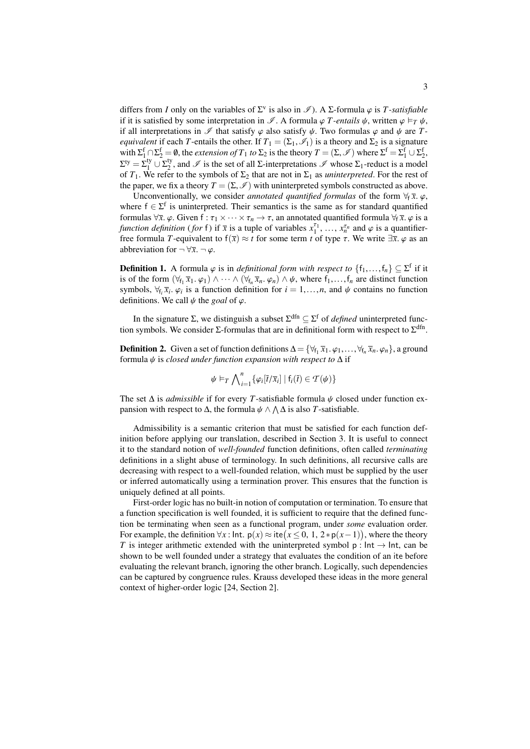differs from $I$ only on the variables of $\Sigma^{\mathrm{v}}$ is also in $\mathscr{I}$). A $\Sigma$-formula $\varphi$ is *$T$-satisfiable* if it is satisfied by some interpretation in $\mathscr{I}$. A formula $\varphi$ *$T$-entails* $\psi$, written $\varphi \models_T \psi$, if all interpretations in $\mathscr{I}$ that satisfy $\varphi$ also satisfy $\psi$. Two formulas $\varphi$ and $\psi$ are *$T$-equivalent* if each $T$-entails the other. If $T_1 = (\Sigma_1, \mathscr{I}_1)$ is a theory and $\Sigma_2$ is a signature with $\Sigma_1^{\mathrm{f}} \cap \Sigma_2^{\mathrm{f}} = \emptyset$, the *extension of $T_1$ to $\Sigma_2$* is the theory $T = (\Sigma, \mathscr{I})$ where $\Sigma^{\mathrm{f}} = \Sigma_1^{\mathrm{f}} \cup \Sigma_2^{\mathrm{f}}$, $\Sigma^{\mathrm{ty}} = \Sigma_1^{\mathrm{ty}} \cup \Sigma_2^{\mathrm{ty}}$, and $\mathscr{I}$ is the set of all $\Sigma$-interpretations $\mathscr{I}$ whose $\Sigma_1$-reduct is a model of $T_1$. We refer to the symbols of $\Sigma_2$ that are not in $\Sigma_1$ as *uninterpreted*. For the rest of the paper, we fix a theory $T = (\Sigma, \mathscr{I})$ with uninterpreted symbols constructed as above.

Unconventionally, we consider *annotated quantified formulas* of the form $\forall_{\mathsf{f}}\, \bar{x}.\ \varphi$, where $\mathsf{f} \in \Sigma^{\mathrm{f}}$ is uninterpreted. Their semantics is the same as for standard quantified formulas $\forall \bar{x}.\ \varphi$. Given $\mathsf{f} : \tau_1 \times \cdots \times \tau_n \to \tau$, an annotated quantified formula $\forall_{\mathsf{f}}\, \bar{x}.\ \varphi$ is a *function definition* (*for* $\mathsf{f}$) if $\bar{x}$ is a tuple of variables $x_1^{\tau_1}, \ldots, x_n^{\tau_n}$ and $\varphi$ is a quantifier-free formula $T$-equivalent to $\mathsf{f}(\bar{x}) \approx t$ for some term $t$ of type $\tau$. We write $\exists \bar{x}.\ \varphi$ as an abbreviation for $\neg\, \forall \bar{x}.\ \neg\, \varphi$.

**Definition 1.** A formula $\varphi$ is in *definitional form with respect to* $\{\mathsf{f}_1, \ldots, \mathsf{f}_n\} \subseteq \Sigma^{\mathrm{f}}$ if it is of the form $(\forall_{\mathsf{f}_1} \bar{x}_1.\ \varphi_1) \wedge \cdots \wedge (\forall_{\mathsf{f}_n} \bar{x}_n.\ \varphi_n) \wedge \psi$, where $\mathsf{f}_1, \ldots, \mathsf{f}_n$ are distinct function symbols, $\forall_{\mathsf{f}_i} \bar{x}_i.\ \varphi_i$ is a function definition for $i = 1, \ldots, n$, and $\psi$ contains no function definitions. We call $\psi$ the *goal* of $\varphi$.

In the signature $\Sigma$, we distinguish a subset $\Sigma^{\mathrm{dfn}} \subseteq \Sigma^{\mathrm{f}}$ of *defined* uninterpreted function symbols. We consider $\Sigma$-formulas that are in definitional form with respect to $\Sigma^{\mathrm{dfn}}$.

**Definition 2.** Given a set of function definitions $\Delta = \{\forall_{\mathsf{f}_1} \bar{x}_1.\ \varphi_1, \ldots, \forall_{\mathsf{f}_n} \bar{x}_n.\ \varphi_n\}$, a ground formula $\psi$ is *closed under function expansion with respect to* $\Delta$ if

$$\psi \models_T \bigwedge_{i=1}^{n} \{\varphi_i[\bar{t}/\bar{x}_i] \mid \mathsf{f}_i(\bar{t}) \in \mathcal{T}(\psi)\}$$

The set $\Delta$ is *admissible* if for every $T$-satisfiable formula $\psi$ closed under function expansion with respect to $\Delta$, the formula $\psi \wedge \bigwedge \Delta$ is also $T$-satisfiable.

Admissibility is a semantic criterion that must be satisfied for each function definition before applying our translation, described in Section 3. It is useful to connect it to the standard notion of *well-founded* function definitions, often called *terminating* definitions in a slight abuse of terminology. In such definitions, all recursive calls are decreasing with respect to a well-founded relation, which must be supplied by the user or inferred automatically using a termination prover. This ensures that the function is uniquely defined at all points.

First-order logic has no built-in notion of computation or termination. To ensure that a function specification is well founded, it is sufficient to require that the defined function be terminating when seen as a functional program, under *some* evaluation order. For example, the definition $\forall x : \mathsf{Int}.\ \mathsf{p}(x) \approx \mathsf{ite}\big(x \leq 0,\ 1,\ 2 * \mathsf{p}(x-1)\big)$, where the theory $T$ is integer arithmetic extended with the uninterpreted symbol $\mathsf{p} : \mathsf{Int} \to \mathsf{Int}$, can be shown to be well founded under a strategy that evaluates the condition of an ite before evaluating the relevant branch, ignoring the other branch. Logically, such dependencies can be captured by congruence rules. Krauss developed these ideas in the more general context of higher-order logic [24, Section 2].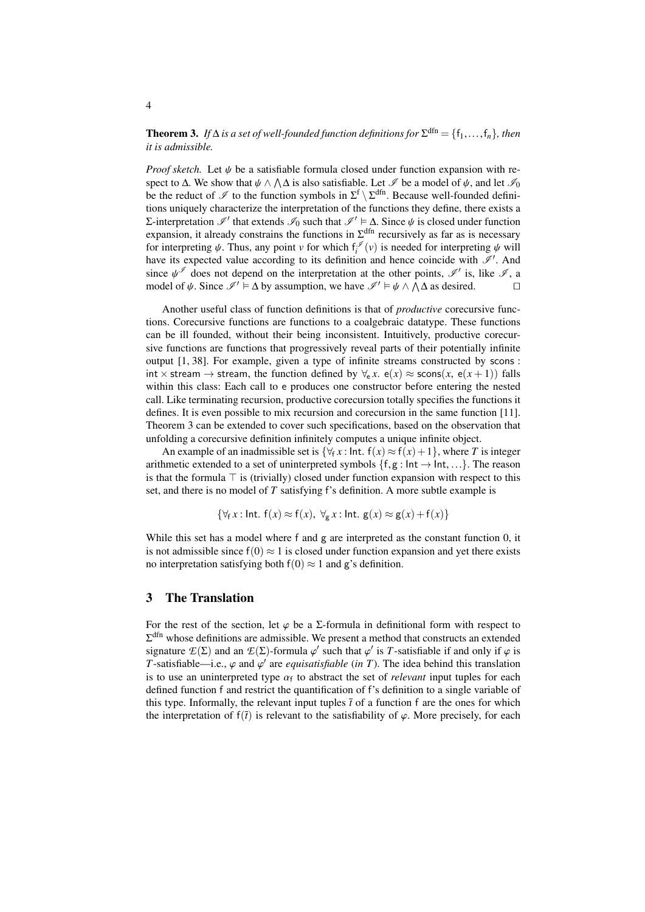**Theorem 3.** *If $\Delta$ is a set of well-founded function definitions for $\Sigma^{\text{dfn}} = \{\mathsf{f}_1, \ldots, \mathsf{f}_n\}$, then it is admissible.*

*Proof sketch.* Let $\psi$ be a satisfiable formula closed under function expansion with respect to $\Delta$. We show that $\psi \wedge \bigwedge\Delta$ is also satisfiable. Let $\mathscr{I}$ be a model of $\psi$, and let $\mathscr{I}_0$ be the reduct of $\mathscr{I}$ to the function symbols in $\Sigma^{\text{f}} \setminus \Sigma^{\text{dfn}}$. Because well-founded definitions uniquely characterize the interpretation of the functions they define, there exists a $\Sigma$-interpretation $\mathscr{I}'$ that extends $\mathscr{I}_0$ such that $\mathscr{I}' \models \Delta$. Since $\psi$ is closed under function expansion, it already constrains the functions in $\Sigma^{\text{dfn}}$ recursively as far as is necessary for interpreting $\psi$. Thus, any point $v$ for which $\mathsf{f}_i^{\mathscr{I}}(v)$ is needed for interpreting $\psi$ will have its expected value according to its definition and hence coincide with $\mathscr{I}'$. And since $\psi^{\mathscr{I}}$ does not depend on the interpretation at the other points, $\mathscr{I}'$ is, like $\mathscr{I}$, a model of $\psi$. Since $\mathscr{I}' \models \Delta$ by assumption, we have $\mathscr{I}' \models \psi \wedge \bigwedge\Delta$ as desired. $\square$

Another useful class of function definitions is that of *productive* corecursive functions. Corecursive functions are functions to a coalgebraic datatype. These functions can be ill founded, without their being inconsistent. Intuitively, productive corecursive functions are functions that progressively reveal parts of their potentially infinite output [1, 38]. For example, given a type of infinite streams constructed by $\mathsf{scons} : \mathsf{int} \times \mathsf{stream} \to \mathsf{stream}$, the function defined by $\forall_{\mathsf{e}}\, x.\ \mathsf{e}(x) \approx \mathsf{scons}(x,\ \mathsf{e}(x+1))$ falls within this class: Each call to $\mathsf{e}$ produces one constructor before entering the nested call. Like terminating recursion, productive corecursion totally specifies the functions it defines. It is even possible to mix recursion and corecursion in the same function [11]. Theorem 3 can be extended to cover such specifications, based on the observation that unfolding a corecursive definition infinitely computes a unique infinite object.

An example of an inadmissible set is $\{\forall_{\mathsf{f}}\, x : \mathsf{Int}.\ \mathsf{f}(x) \approx \mathsf{f}(x) + 1\}$, where $T$ is integer arithmetic extended to a set of uninterpreted symbols $\{\mathsf{f}, \mathsf{g} : \mathsf{Int} \to \mathsf{Int}, \ldots\}$. The reason is that the formula $\top$ is (trivially) closed under function expansion with respect to this set, and there is no model of $T$ satisfying $\mathsf{f}$'s definition. A more subtle example is

$$\{\forall_{\mathsf{f}}\, x : \mathsf{Int}.\ \mathsf{f}(x) \approx \mathsf{f}(x),\ \forall_{\mathsf{g}}\, x : \mathsf{Int}.\ \mathsf{g}(x) \approx \mathsf{g}(x) + \mathsf{f}(x)\}$$

While this set has a model where $\mathsf{f}$ and $\mathsf{g}$ are interpreted as the constant function 0, it is not admissible since $\mathsf{f}(0) \approx 1$ is closed under function expansion and yet there exists no interpretation satisfying both $\mathsf{f}(0) \approx 1$ and $\mathsf{g}$'s definition.

## 3 The Translation

For the rest of the section, let $\varphi$ be a $\Sigma$-formula in definitional form with respect to $\Sigma^{\text{dfn}}$ whose definitions are admissible. We present a method that constructs an extended signature $\mathcal{E}(\Sigma)$ and an $\mathcal{E}(\Sigma)$-formula $\varphi'$ such that $\varphi'$ is $T$-satisfiable if and only if $\varphi$ is $T$-satisfiable—i.e., $\varphi$ and $\varphi'$ are *equisatisfiable* (*in* $T$). The idea behind this translation is to use an uninterpreted type $\alpha_{\mathsf{f}}$ to abstract the set of *relevant* input tuples for each defined function $\mathsf{f}$ and restrict the quantification of $\mathsf{f}$'s definition to a single variable of this type. Informally, the relevant input tuples $\bar{t}$ of a function $\mathsf{f}$ are the ones for which the interpretation of $\mathsf{f}(\bar{t})$ is relevant to the satisfiability of $\varphi$. More precisely, for each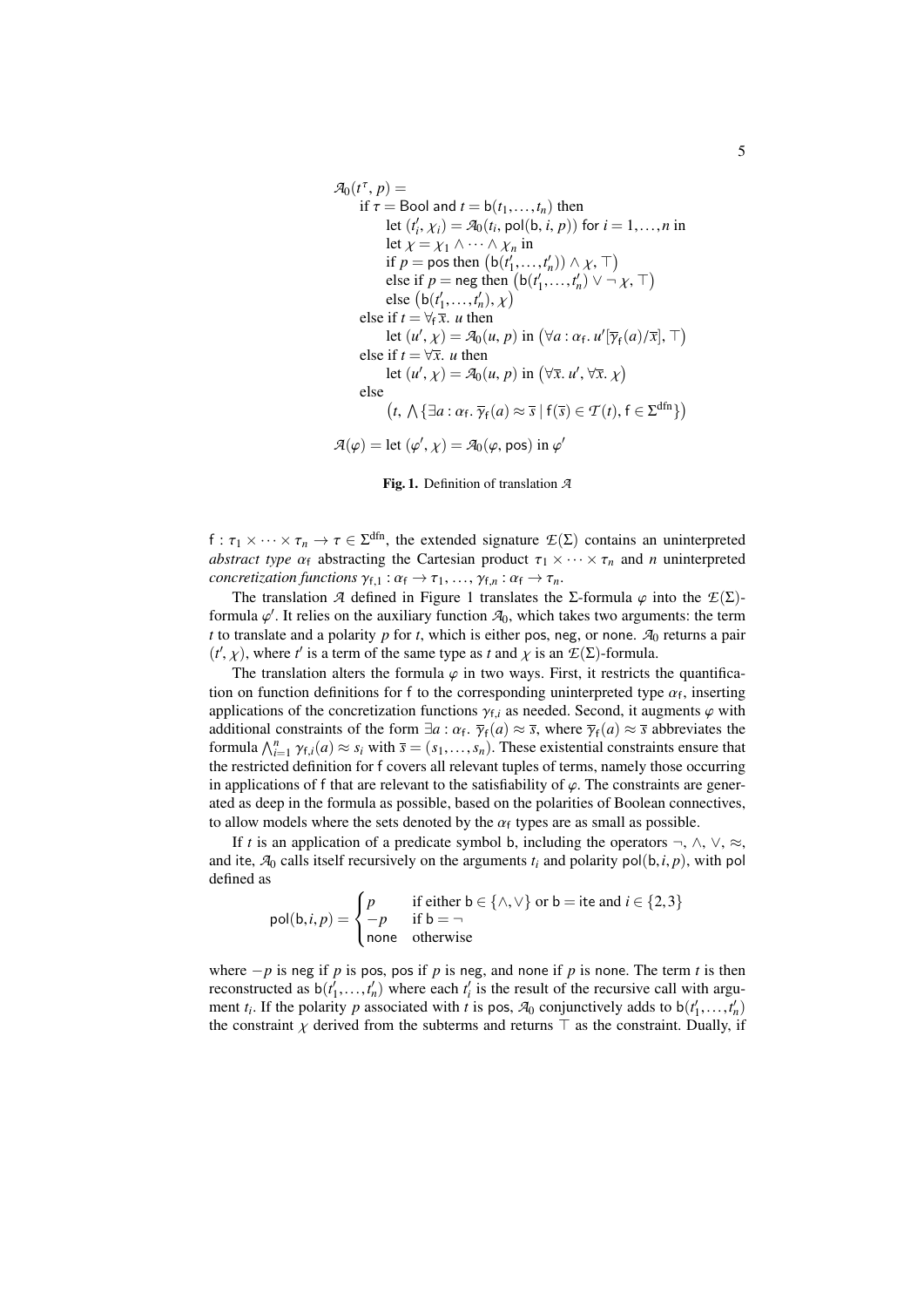$$
\begin{aligned}
&\mathcal{A}_0(t^\tau, p) = \\
&\quad \text{if } \tau = \mathsf{Bool} \text{ and } t = \mathsf{b}(t_1, \ldots, t_n) \text{ then} \\
&\qquad \text{let } (t'_i, \chi_i) = \mathcal{A}_0(t_i, \mathsf{pol}(\mathsf{b}, i, p)) \text{ for } i = 1, \ldots, n \text{ in} \\
&\qquad \text{let } \chi = \chi_1 \wedge \cdots \wedge \chi_n \text{ in} \\
&\qquad \text{if } p = \mathsf{pos} \text{ then } \big(\mathsf{b}(t'_1, \ldots, t'_n)) \wedge \chi, \top\big) \\
&\qquad \text{else if } p = \mathsf{neg} \text{ then } \big(\mathsf{b}(t'_1, \ldots, t'_n) \vee \neg\, \chi, \top\big) \\
&\qquad \text{else } \big(\mathsf{b}(t'_1, \ldots, t'_n), \chi\big) \\
&\quad \text{else if } t = \forall_{\mathsf{f}}\, \overline{x}.\; u \text{ then} \\
&\qquad \text{let } (u', \chi) = \mathcal{A}_0(u, p) \text{ in } \big(\forall a : \alpha_{\mathsf{f}}.\; u'[\overline{\gamma}_{\mathsf{f}}(a)/\overline{x}], \top\big) \\
&\quad \text{else if } t = \forall \overline{x}.\; u \text{ then} \\
&\qquad \text{let } (u', \chi) = \mathcal{A}_0(u, p) \text{ in } \big(\forall \overline{x}.\; u', \forall \overline{x}.\; \chi\big) \\
&\quad \text{else} \\
&\qquad \big(t, \textstyle\bigwedge \{\exists a : \alpha_{\mathsf{f}}.\; \overline{\gamma}_{\mathsf{f}}(a) \approx \overline{s} \mid \mathsf{f}(\overline{s}) \in \mathcal{T}(t), \mathsf{f} \in \Sigma^{\mathrm{dfn}}\}\big) \\
\\
&\mathcal{A}(\varphi) = \text{let } (\varphi', \chi) = \mathcal{A}_0(\varphi, \mathsf{pos}) \text{ in } \varphi'
\end{aligned}
$$

**Fig. 1.** Definition of translation $\mathcal{A}$

$\mathsf{f} : \tau_1 \times \cdots \times \tau_n \to \tau \in \Sigma^{\mathrm{dfn}}$, the extended signature $\mathcal{E}(\Sigma)$ contains an uninterpreted *abstract type* $\alpha_{\mathsf{f}}$ abstracting the Cartesian product $\tau_1 \times \cdots \times \tau_n$ and $n$ uninterpreted *concretization functions* $\gamma_{\mathsf{f},1} : \alpha_{\mathsf{f}} \to \tau_1, \ldots, \gamma_{\mathsf{f},n} : \alpha_{\mathsf{f}} \to \tau_n$.

The translation $\mathcal{A}$ defined in Figure 1 translates the $\Sigma$-formula $\varphi$ into the $\mathcal{E}(\Sigma)$-formula $\varphi'$. It relies on the auxiliary function $\mathcal{A}_0$, which takes two arguments: the term $t$ to translate and a polarity $p$ for $t$, which is either $\mathsf{pos}$, $\mathsf{neg}$, or $\mathsf{none}$. $\mathcal{A}_0$ returns a pair $(t', \chi)$, where $t'$ is a term of the same type as $t$ and $\chi$ is an $\mathcal{E}(\Sigma)$-formula.

The translation alters the formula $\varphi$ in two ways. First, it restricts the quantification on function definitions for $\mathsf{f}$ to the corresponding uninterpreted type $\alpha_{\mathsf{f}}$, inserting applications of the concretization functions $\gamma_{\mathsf{f},i}$ as needed. Second, it augments $\varphi$ with additional constraints of the form $\exists a : \alpha_{\mathsf{f}}.\; \overline{\gamma}_{\mathsf{f}}(a) \approx \overline{s}$, where $\overline{\gamma}_{\mathsf{f}}(a) \approx \overline{s}$ abbreviates the formula $\bigwedge_{i=1}^{n} \gamma_{\mathsf{f},i}(a) \approx s_i$ with $\overline{s} = (s_1, \ldots, s_n)$. These existential constraints ensure that the restricted definition for $\mathsf{f}$ covers all relevant tuples of terms, namely those occurring in applications of $\mathsf{f}$ that are relevant to the satisfiability of $\varphi$. The constraints are generated as deep in the formula as possible, based on the polarities of Boolean connectives, to allow models where the sets denoted by the $\alpha_{\mathsf{f}}$ types are as small as possible.

If $t$ is an application of a predicate symbol $\mathsf{b}$, including the operators $\neg$, $\wedge$, $\vee$, $\approx$, and $\mathsf{ite}$, $\mathcal{A}_0$ calls itself recursively on the arguments $t_i$ and polarity $\mathsf{pol}(\mathsf{b}, i, p)$, with $\mathsf{pol}$ defined as

$$
\mathsf{pol}(\mathsf{b}, i, p) = \begin{cases} p & \text{if either } \mathsf{b} \in \{\wedge, \vee\} \text{ or } \mathsf{b} = \mathsf{ite} \text{ and } i \in \{2, 3\} \\ -p & \text{if } \mathsf{b} = \neg \\ \mathsf{none} & \text{otherwise} \end{cases}
$$

where $-p$ is $\mathsf{neg}$ if $p$ is $\mathsf{pos}$, $\mathsf{pos}$ if $p$ is $\mathsf{neg}$, and $\mathsf{none}$ if $p$ is $\mathsf{none}$. The term $t$ is then reconstructed as $\mathsf{b}(t'_1, \ldots, t'_n)$ where each $t'_i$ is the result of the recursive call with argument $t_i$. If the polarity $p$ associated with $t$ is $\mathsf{pos}$, $\mathcal{A}_0$ conjunctively adds to $\mathsf{b}(t'_1, \ldots, t'_n)$ the constraint $\chi$ derived from the subterms and returns $\top$ as the constraint. Dually, if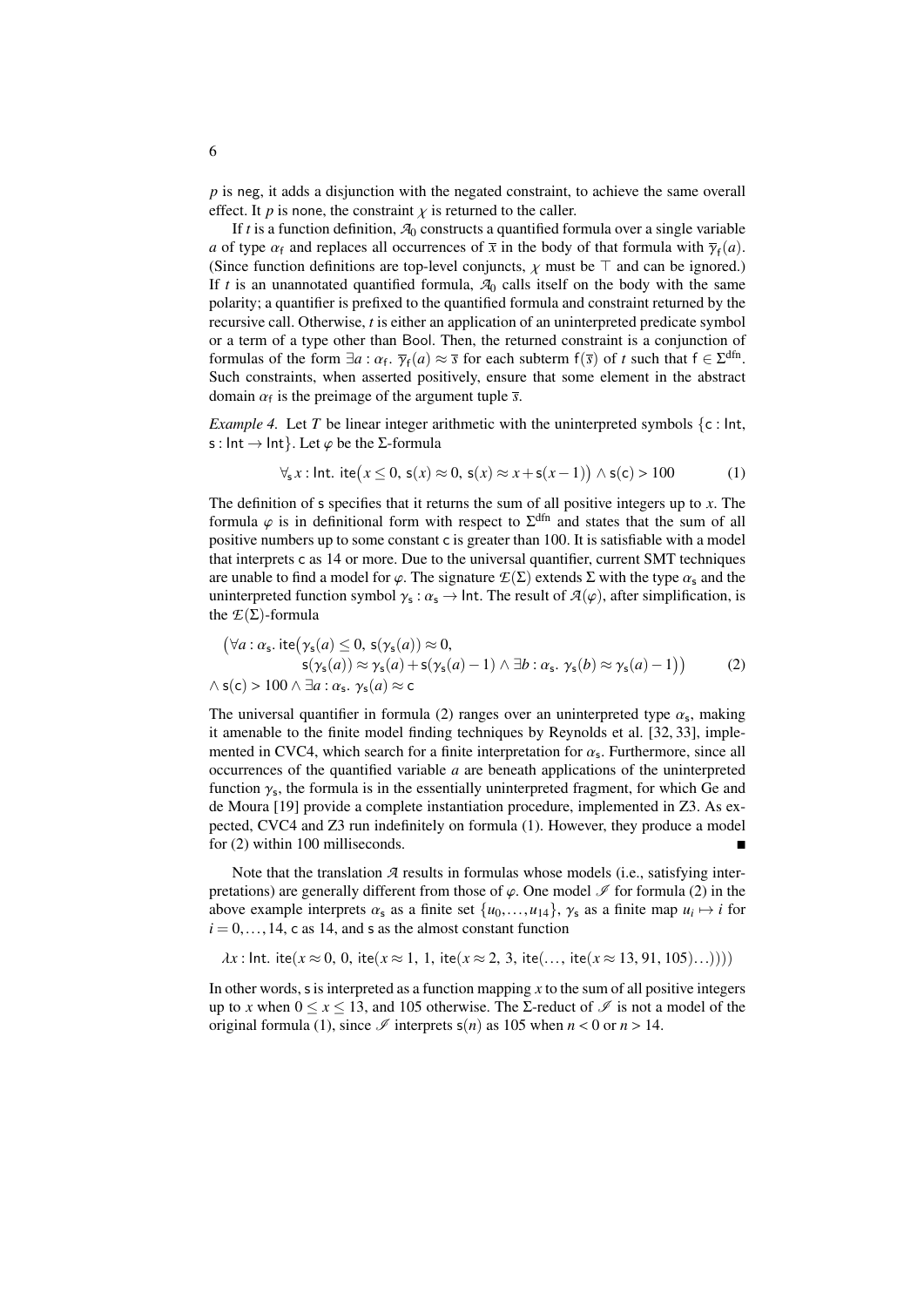$p$ is neg, it adds a disjunction with the negated constraint, to achieve the same overall effect. It $p$ is none, the constraint $\chi$ is returned to the caller.

If $t$ is a function definition, $\mathcal{A}_0$ constructs a quantified formula over a single variable $a$ of type $\alpha_\mathsf{f}$ and replaces all occurrences of $\overline{x}$ in the body of that formula with $\overline{\gamma}_\mathsf{f}(a)$. (Since function definitions are top-level conjuncts, $\chi$ must be $\top$ and can be ignored.) If $t$ is an unannotated quantified formula, $\mathcal{A}_0$ calls itself on the body with the same polarity; a quantifier is prefixed to the quantified formula and constraint returned by the recursive call. Otherwise, $t$ is either an application of an uninterpreted predicate symbol or a term of a type other than Bool. Then, the returned constraint is a conjunction of formulas of the form $\exists a : \alpha_\mathsf{f}.\ \overline{\gamma}_\mathsf{f}(a) \approx \overline{s}$ for each subterm $\mathsf{f}(\overline{s})$ of $t$ such that $\mathsf{f} \in \Sigma^{\text{dfn}}$. Such constraints, when asserted positively, ensure that some element in the abstract domain $\alpha_\mathsf{f}$ is the preimage of the argument tuple $\overline{s}$.

*Example 4.* Let $T$ be linear integer arithmetic with the uninterpreted symbols $\{\mathsf{c} : \mathsf{Int}, \mathsf{s} : \mathsf{Int} \to \mathsf{Int}\}$. Let $\varphi$ be the $\Sigma$-formula

$$\forall_\mathsf{s}\, x : \mathsf{Int}.\ \mathsf{ite}\big(x \leq 0,\ \mathsf{s}(x) \approx 0,\ \mathsf{s}(x) \approx x + \mathsf{s}(x-1)\big) \wedge \mathsf{s}(\mathsf{c}) > 100 \tag{1}$$

The definition of s specifies that it returns the sum of all positive integers up to $x$. The formula $\varphi$ is in definitional form with respect to $\Sigma^{\text{dfn}}$ and states that the sum of all positive numbers up to some constant c is greater than 100. It is satisfiable with a model that interprets c as 14 or more. Due to the universal quantifier, current SMT techniques are unable to find a model for $\varphi$. The signature $\mathcal{E}(\Sigma)$ extends $\Sigma$ with the type $\alpha_\mathsf{s}$ and the uninterpreted function symbol $\gamma_\mathsf{s} : \alpha_\mathsf{s} \to \mathsf{Int}$. The result of $\mathcal{A}(\varphi)$, after simplification, is the $\mathcal{E}(\Sigma)$-formula

$$\begin{aligned}
&\big(\forall a : \alpha_\mathsf{s}.\ \mathsf{ite}\big(\gamma_\mathsf{s}(a) \leq 0,\ \mathsf{s}(\gamma_\mathsf{s}(a)) \approx 0, \\
&\qquad\qquad \mathsf{s}(\gamma_\mathsf{s}(a)) \approx \gamma_\mathsf{s}(a) + \mathsf{s}(\gamma_\mathsf{s}(a) - 1) \wedge \exists b : \alpha_\mathsf{s}.\ \gamma_\mathsf{s}(b) \approx \gamma_\mathsf{s}(a) - 1\big)\big) \\
&\wedge \mathsf{s}(\mathsf{c}) > 100 \wedge \exists a : \alpha_\mathsf{s}.\ \gamma_\mathsf{s}(a) \approx \mathsf{c}
\end{aligned} \tag{2}$$

The universal quantifier in formula (2) ranges over an uninterpreted type $\alpha_\mathsf{s}$, making it amenable to the finite model finding techniques by Reynolds et al. [32, 33], implemented in CVC4, which search for a finite interpretation for $\alpha_\mathsf{s}$. Furthermore, since all occurrences of the quantified variable $a$ are beneath applications of the uninterpreted function $\gamma_\mathsf{s}$, the formula is in the essentially uninterpreted fragment, for which Ge and de Moura [19] provide a complete instantiation procedure, implemented in Z3. As expected, CVC4 and Z3 run indefinitely on formula (1). However, they produce a model for (2) within 100 milliseconds. ∎

Note that the translation $\mathcal{A}$ results in formulas whose models (i.e., satisfying interpretations) are generally different from those of $\varphi$. One model $\mathscr{I}$ for formula (2) in the above example interprets $\alpha_\mathsf{s}$ as a finite set $\{u_0, \ldots, u_{14}\}$, $\gamma_\mathsf{s}$ as a finite map $u_i \mapsto i$ for $i = 0, \ldots, 14$, c as 14, and s as the almost constant function

$$\lambda x : \mathsf{Int}.\ \mathsf{ite}(x \approx 0,\ 0,\ \mathsf{ite}(x \approx 1,\ 1,\ \mathsf{ite}(x \approx 2,\ 3,\ \mathsf{ite}(\ldots,\ \mathsf{ite}(x \approx 13,\ 91,\ 105)\ldots))))$$

In other words, s is interpreted as a function mapping $x$ to the sum of all positive integers up to $x$ when $0 \leq x \leq 13$, and 105 otherwise. The $\Sigma$-reduct of $\mathscr{I}$ is not a model of the original formula (1), since $\mathscr{I}$ interprets $\mathsf{s}(n)$ as 105 when $n < 0$ or $n > 14$.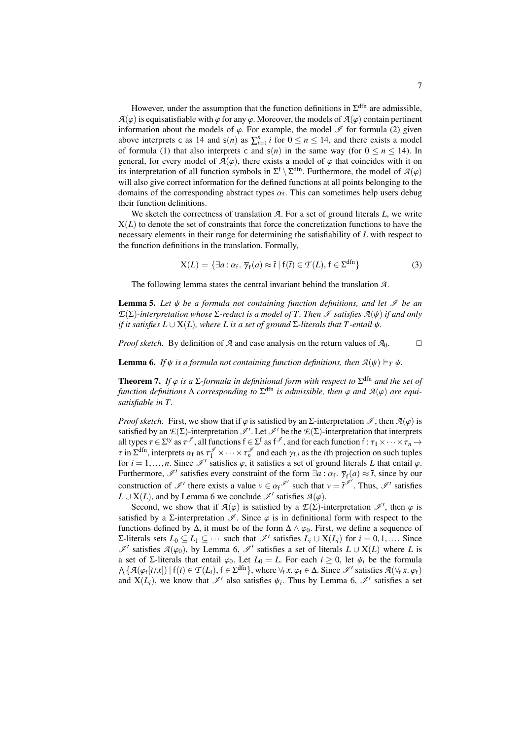However, under the assumption that the function definitions in $\Sigma^{\text{dfn}}$ are admissible, $\mathcal{A}(\varphi)$ is equisatisfiable with $\varphi$ for any $\varphi$. Moreover, the models of $\mathcal{A}(\varphi)$ contain pertinent information about the models of $\varphi$. For example, the model $\mathscr{I}$ for formula (2) given above interprets $\mathsf{c}$ as 14 and $\mathsf{s}(n)$ as $\sum_{i=1}^{n} i$ for $0 \leq n \leq 14$, and there exists a model of formula (1) that also interprets $\mathsf{c}$ and $\mathsf{s}(n)$ in the same way (for $0 \leq n \leq 14$). In general, for every model of $\mathcal{A}(\varphi)$, there exists a model of $\varphi$ that coincides with it on its interpretation of all function symbols in $\Sigma^{\text{f}} \setminus \Sigma^{\text{dfn}}$. Furthermore, the model of $\mathcal{A}(\varphi)$ will also give correct information for the defined functions at all points belonging to the domains of the corresponding abstract types $\alpha_{\mathsf{f}}$. This can sometimes help users debug their function definitions.

We sketch the correctness of translation $\mathcal{A}$. For a set of ground literals $L$, we write $\mathrm{X}(L)$ to denote the set of constraints that force the concretization functions to have the necessary elements in their range for determining the satisfiability of $L$ with respect to the function definitions in the translation. Formally,

$$\mathrm{X}(L) = \{\exists a : \alpha_{\mathsf{f}}.\ \overline{\gamma}_{\mathsf{f}}(a) \approx \bar{t} \mid \mathsf{f}(\bar{t}) \in \mathcal{T}(L), \mathsf{f} \in \Sigma^{\text{dfn}}\} \tag{3}$$

The following lemma states the central invariant behind the translation $\mathcal{A}$.

**Lemma 5.** *Let $\psi$ be a formula not containing function definitions, and let $\mathscr{I}$ be an $\mathcal{E}(\Sigma)$-interpretation whose $\Sigma$-reduct is a model of $T$. Then $\mathscr{I}$ satisfies $\mathcal{A}(\psi)$ if and only if it satisfies $L \cup \mathrm{X}(L)$, where $L$ is a set of ground $\Sigma$-literals that $T$-entail $\psi$.*

*Proof sketch.* By definition of $\mathcal{A}$ and case analysis on the return values of $\mathcal{A}_0$. $\square$

**Lemma 6.** *If $\psi$ is a formula not containing function definitions, then $\mathcal{A}(\psi) \models_T \psi$.*

**Theorem 7.** *If $\varphi$ is a $\Sigma$-formula in definitional form with respect to $\Sigma^{\text{dfn}}$ and the set of function definitions $\Delta$ corresponding to $\Sigma^{\text{dfn}}$ is admissible, then $\varphi$ and $\mathcal{A}(\varphi)$ are equisatisfiable in $T$.*

*Proof sketch.* First, we show that if $\varphi$ is satisfied by an $\Sigma$-interpretation $\mathscr{I}$, then $\mathcal{A}(\varphi)$ is satisfied by an $\mathcal{E}(\Sigma)$-interpretation $\mathscr{I}'$. Let $\mathscr{I}'$ be the $\mathcal{E}(\Sigma)$-interpretation that interprets all types $\tau \in \Sigma^{\text{ty}}$ as $\tau^{\mathscr{I}}$, all functions $\mathsf{f} \in \Sigma^{\text{f}}$ as $\mathsf{f}^{\mathscr{I}}$, and for each function $\mathsf{f} : \tau_1 \times \cdots \times \tau_n \to \tau$ in $\Sigma^{\text{dfn}}$, interprets $\alpha_{\mathsf{f}}$ as $\tau_1^{\mathscr{I}} \times \cdots \times \tau_n^{\mathscr{I}}$ and each $\gamma_{\mathsf{f},i}$ as the $i$th projection on such tuples for $i = 1, \ldots, n$. Since $\mathscr{I}'$ satisfies $\varphi$, it satisfies a set of ground literals $L$ that entail $\varphi$. Furthermore, $\mathscr{I}'$ satisfies every constraint of the form $\exists a : \alpha_{\mathsf{f}}.\ \overline{\gamma}_{\mathsf{f}}(a) \approx \bar{t}$, since by our construction of $\mathscr{I}'$ there exists a value $v \in \alpha_{\mathsf{f}}{}^{\mathscr{I}'}$ such that $v = \bar{t}^{\mathscr{I}'}$. Thus, $\mathscr{I}'$ satisfies $L \cup \mathrm{X}(L)$, and by Lemma 6 we conclude $\mathscr{I}'$ satisfies $\mathcal{A}(\varphi)$.

Second, we show that if $\mathcal{A}(\varphi)$ is satisfied by a $\mathcal{E}(\Sigma)$-interpretation $\mathscr{I}'$, then $\varphi$ is satisfied by a $\Sigma$-interpretation $\mathscr{I}$. Since $\varphi$ is in definitional form with respect to the functions defined by $\Delta$, it must be of the form $\Delta \wedge \varphi_0$. First, we define a sequence of $\Sigma$-literals sets $L_0 \subseteq L_1 \subseteq \cdots$ such that $\mathscr{I}'$ satisfies $L_i \cup \mathrm{X}(L_i)$ for $i = 0, 1, \ldots$. Since $\mathscr{I}'$ satisfies $\mathcal{A}(\varphi_0)$, by Lemma 6, $\mathscr{I}'$ satisfies a set of literals $L \cup \mathrm{X}(L)$ where $L$ is a set of $\Sigma$-literals that entail $\varphi_0$. Let $L_0 = L$. For each $i \geq 0$, let $\psi_i$ be the formula $\bigwedge\{\mathcal{A}(\varphi_{\mathsf{f}}[\bar{t}/\bar{x}]) \mid \mathsf{f}(\bar{t}) \in \mathcal{T}(L_i), \mathsf{f} \in \Sigma^{\text{dfn}}\}$, where $\forall_{\mathsf{f}}\, \bar{x}.\ \varphi_{\mathsf{f}} \in \Delta$. Since $\mathscr{I}'$ satisfies $\mathcal{A}(\forall_{\mathsf{f}}\, \bar{x}.\ \varphi_{\mathsf{f}})$ and $\mathrm{X}(L_i)$, we know that $\mathscr{I}'$ also satisfies $\psi_i$. Thus by Lemma 6, $\mathscr{I}'$ satisfies a set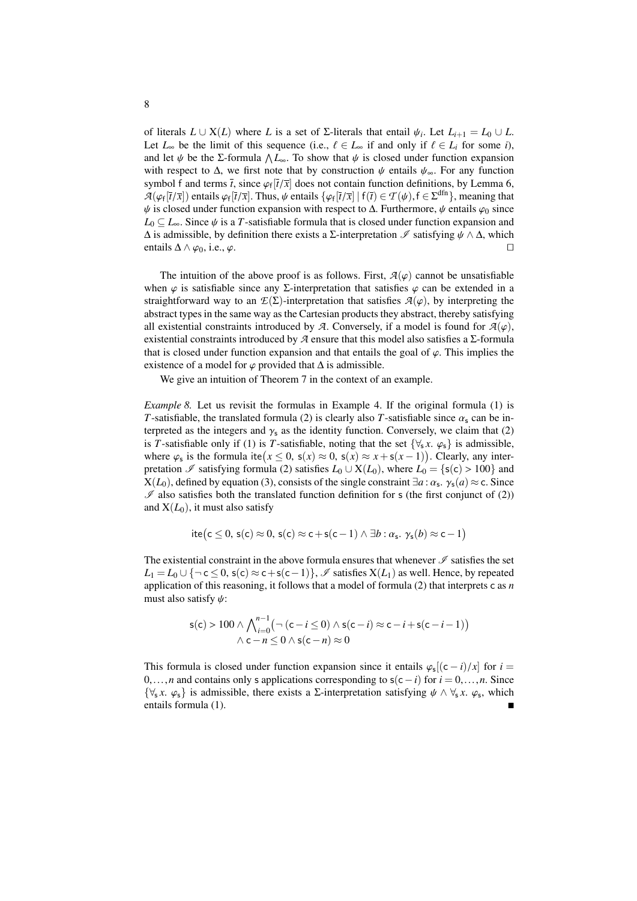of literals $L \cup \mathrm{X}(L)$ where $L$ is a set of $\Sigma$-literals that entail $\psi_i$. Let $L_{i+1} = L_0 \cup L$. Let $L_\infty$ be the limit of this sequence (i.e., $\ell \in L_\infty$ if and only if $\ell \in L_i$ for some $i$), and let $\psi$ be the $\Sigma$-formula $\bigwedge L_\infty$. To show that $\psi$ is closed under function expansion with respect to $\Delta$, we first note that by construction $\psi$ entails $\psi_\infty$. For any function symbol $\mathsf{f}$ and terms $\bar{t}$, since $\varphi_\mathsf{f}[\bar{t}/\bar{x}]$ does not contain function definitions, by Lemma 6, $\mathcal{A}(\varphi_\mathsf{f}[\bar{t}/\bar{x}])$ entails $\varphi_\mathsf{f}[\bar{t}/\bar{x}]$. Thus, $\psi$ entails $\{\varphi_\mathsf{f}[\bar{t}/\bar{x}] \mid \mathsf{f}(\bar{t}) \in \mathcal{T}(\psi), \mathsf{f} \in \Sigma^{\mathrm{dfn}}\}$, meaning that $\psi$ is closed under function expansion with respect to $\Delta$. Furthermore, $\psi$ entails $\varphi_0$ since $L_0 \subseteq L_\infty$. Since $\psi$ is a $T$-satisfiable formula that is closed under function expansion and $\Delta$ is admissible, by definition there exists a $\Sigma$-interpretation $\mathscr{I}$ satisfying $\psi \wedge \Delta$, which entails $\Delta \wedge \varphi_0$, i.e., $\varphi$. □

The intuition of the above proof is as follows. First, $\mathcal{A}(\varphi)$ cannot be unsatisfiable when $\varphi$ is satisfiable since any $\Sigma$-interpretation that satisfies $\varphi$ can be extended in a straightforward way to an $\mathcal{E}(\Sigma)$-interpretation that satisfies $\mathcal{A}(\varphi)$, by interpreting the abstract types in the same way as the Cartesian products they abstract, thereby satisfying all existential constraints introduced by $\mathcal{A}$. Conversely, if a model is found for $\mathcal{A}(\varphi)$, existential constraints introduced by $\mathcal{A}$ ensure that this model also satisfies a $\Sigma$-formula that is closed under function expansion and that entails the goal of $\varphi$. This implies the existence of a model for $\varphi$ provided that $\Delta$ is admissible.

We give an intuition of Theorem 7 in the context of an example.

*Example 8.* Let us revisit the formulas in Example 4. If the original formula (1) is $T$-satisfiable, the translated formula (2) is clearly also $T$-satisfiable since $\alpha_\mathsf{s}$ can be interpreted as the integers and $\gamma_\mathsf{s}$ as the identity function. Conversely, we claim that (2) is $T$-satisfiable only if (1) is $T$-satisfiable, noting that the set $\{\forall_\mathsf{s}\, x.\ \varphi_\mathsf{s}\}$ is admissible, where $\varphi_\mathsf{s}$ is the formula $\mathsf{ite}\big(x \leq 0,\ \mathsf{s}(x) \approx 0,\ \mathsf{s}(x) \approx x + \mathsf{s}(x-1)\big)$. Clearly, any interpretation $\mathscr{I}$ satisfying formula (2) satisfies $L_0 \cup \mathrm{X}(L_0)$, where $L_0 = \{\mathsf{s}(\mathsf{c}) > 100\}$ and $\mathrm{X}(L_0)$, defined by equation (3), consists of the single constraint $\exists a : \alpha_\mathsf{s}.\ \gamma_\mathsf{s}(a) \approx \mathsf{c}$. Since $\mathscr{I}$ also satisfies both the translated function definition for $\mathsf{s}$ (the first conjunct of (2)) and $\mathrm{X}(L_0)$, it must also satisfy

$$\mathsf{ite}\big(\mathsf{c} \leq 0,\ \mathsf{s}(\mathsf{c}) \approx 0,\ \mathsf{s}(\mathsf{c}) \approx \mathsf{c} + \mathsf{s}(\mathsf{c}-1) \wedge \exists b : \alpha_\mathsf{s}.\ \gamma_\mathsf{s}(b) \approx \mathsf{c} - 1\big)$$

The existential constraint in the above formula ensures that whenever $\mathscr{I}$ satisfies the set $L_1 = L_0 \cup \{\neg\, \mathsf{c} \leq 0,\ \mathsf{s}(\mathsf{c}) \approx \mathsf{c} + \mathsf{s}(\mathsf{c}-1)\}$, $\mathscr{I}$ satisfies $\mathrm{X}(L_1)$ as well. Hence, by repeated application of this reasoning, it follows that a model of formula (2) that interprets $\mathsf{c}$ as $n$ must also satisfy $\psi$:

$$\begin{gathered}\mathsf{s}(\mathsf{c}) > 100 \wedge \bigwedge_{i=0}^{n-1}\big(\neg\, (\mathsf{c}-i \leq 0) \wedge \mathsf{s}(\mathsf{c}-i) \approx \mathsf{c}-i+\mathsf{s}(\mathsf{c}-i-1)\big) \\ \wedge\, \mathsf{c}-n \leq 0 \wedge \mathsf{s}(\mathsf{c}-n) \approx 0\end{gathered}$$

This formula is closed under function expansion since it entails $\varphi_\mathsf{s}[(\mathsf{c}-i)/x]$ for $i = 0,\ldots,n$ and contains only $\mathsf{s}$ applications corresponding to $\mathsf{s}(\mathsf{c}-i)$ for $i = 0,\ldots,n$. Since $\{\forall_\mathsf{s}\, x.\ \varphi_\mathsf{s}\}$ is admissible, there exists a $\Sigma$-interpretation satisfying $\psi \wedge \forall_\mathsf{s}\, x.\ \varphi_\mathsf{s}$, which entails formula (1). ■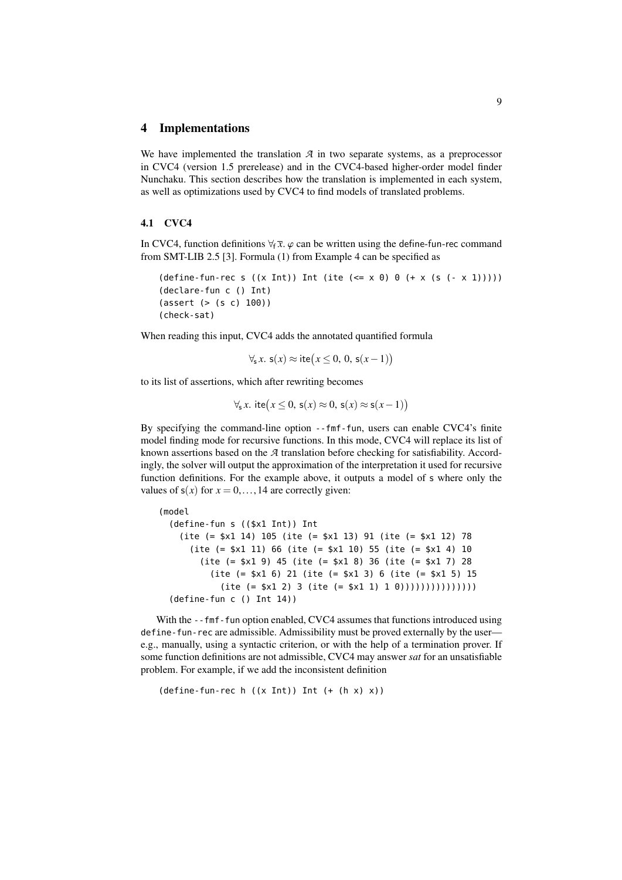## 4 Implementations

We have implemented the translation $\mathcal{A}$ in two separate systems, as a preprocessor in CVC4 (version 1.5 prerelease) and in the CVC4-based higher-order model finder Nunchaku. This section describes how the translation is implemented in each system, as well as optimizations used by CVC4 to find models of translated problems.

### 4.1 CVC4

In CVC4, function definitions $\forall_{\mathsf{f}}\,\overline{x}.\ \varphi$ can be written using the define-fun-rec command from SMT-LIB 2.5 [3]. Formula (1) from Example 4 can be specified as

```
(define-fun-rec s ((x Int)) Int (ite (<= x 0) 0 (+ x (s (- x 1)))))
(declare-fun c () Int)
(assert (> (s c) 100))
(check-sat)
```

When reading this input, CVC4 adds the annotated quantified formula

$$\forall_{\mathsf{s}}\,x.\ \mathsf{s}(x) \approx \mathsf{ite}\big(x \leq 0,\ 0,\ \mathsf{s}(x-1)\big)$$

to its list of assertions, which after rewriting becomes

$$\forall_{\mathsf{s}}\,x.\ \mathsf{ite}\big(x \leq 0,\ \mathsf{s}(x) \approx 0,\ \mathsf{s}(x) \approx \mathsf{s}(x-1)\big)$$

By specifying the command-line option `--fmf-fun`, users can enable CVC4's finite model finding mode for recursive functions. In this mode, CVC4 will replace its list of known assertions based on the $\mathcal{A}$ translation before checking for satisfiability. Accordingly, the solver will output the approximation of the interpretation it used for recursive function definitions. For the example above, it outputs a model of s where only the values of $\mathsf{s}(x)$ for $x = 0, \ldots, 14$ are correctly given:

```
(model
  (define-fun s (($x1 Int)) Int
    (ite (= $x1 14) 105 (ite (= $x1 13) 91 (ite (= $x1 12) 78
      (ite (= $x1 11) 66 (ite (= $x1 10) 55 (ite (= $x1 4) 10
        (ite (= $x1 9) 45 (ite (= $x1 8) 36 (ite (= $x1 7) 28
          (ite (= $x1 6) 21 (ite (= $x1 3) 6 (ite (= $x1 5) 15
            (ite (= $x1 2) 3 (ite (= $x1 1) 1 0))))))))))))))))
  (define-fun c () Int 14))
```

With the `--fmf-fun` option enabled, CVC4 assumes that functions introduced using `define-fun-rec` are admissible. Admissibility must be proved externally by the user—e.g., manually, using a syntactic criterion, or with the help of a termination prover. If some function definitions are not admissible, CVC4 may answer *sat* for an unsatisfiable problem. For example, if we add the inconsistent definition

```
(define-fun-rec h ((x Int)) Int (+ (h x) x))
```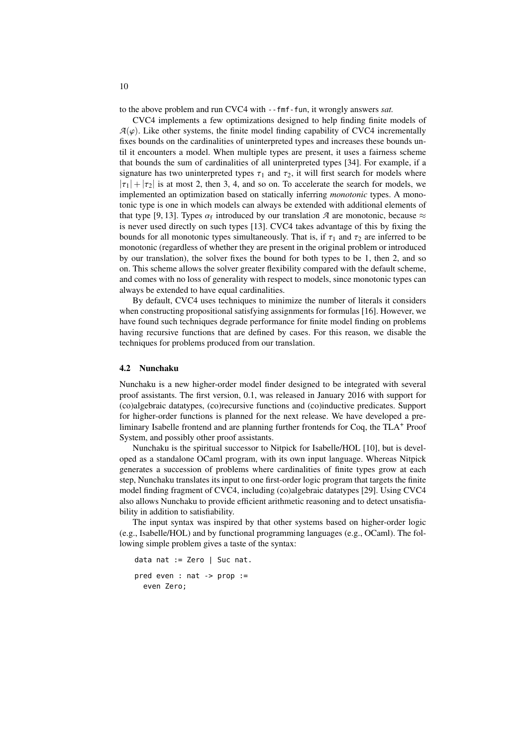to the above problem and run CVC4 with `--fmf-fun`, it wrongly answers *sat*.

CVC4 implements a few optimizations designed to help finding finite models of $\mathcal{A}(\varphi)$. Like other systems, the finite model finding capability of CVC4 incrementally fixes bounds on the cardinalities of uninterpreted types and increases these bounds until it encounters a model. When multiple types are present, it uses a fairness scheme that bounds the sum of cardinalities of all uninterpreted types [34]. For example, if a signature has two uninterpreted types $\tau_1$ and $\tau_2$, it will first search for models where $|\tau_1| + |\tau_2|$ is at most 2, then 3, 4, and so on. To accelerate the search for models, we implemented an optimization based on statically inferring *monotonic* types. A monotonic type is one in which models can always be extended with additional elements of that type [9, 13]. Types $\alpha_\mathsf{f}$ introduced by our translation $\mathcal{A}$ are monotonic, because $\approx$ is never used directly on such types [13]. CVC4 takes advantage of this by fixing the bounds for all monotonic types simultaneously. That is, if $\tau_1$ and $\tau_2$ are inferred to be monotonic (regardless of whether they are present in the original problem or introduced by our translation), the solver fixes the bound for both types to be 1, then 2, and so on. This scheme allows the solver greater flexibility compared with the default scheme, and comes with no loss of generality with respect to models, since monotonic types can always be extended to have equal cardinalities.

By default, CVC4 uses techniques to minimize the number of literals it considers when constructing propositional satisfying assignments for formulas [16]. However, we have found such techniques degrade performance for finite model finding on problems having recursive functions that are defined by cases. For this reason, we disable the techniques for problems produced from our translation.

### 4.2 Nunchaku

Nunchaku is a new higher-order model finder designed to be integrated with several proof assistants. The first version, 0.1, was released in January 2016 with support for (co)algebraic datatypes, (co)recursive functions and (co)inductive predicates. Support for higher-order functions is planned for the next release. We have developed a preliminary Isabelle frontend and are planning further frontends for Coq, the TLA+ Proof System, and possibly other proof assistants.

Nunchaku is the spiritual successor to Nitpick for Isabelle/HOL [10], but is developed as a standalone OCaml program, with its own input language. Whereas Nitpick generates a succession of problems where cardinalities of finite types grow at each step, Nunchaku translates its input to one first-order logic program that targets the finite model finding fragment of CVC4, including (co)algebraic datatypes [29]. Using CVC4 also allows Nunchaku to provide efficient arithmetic reasoning and to detect unsatisfiability in addition to satisfiability.

The input syntax was inspired by that other systems based on higher-order logic (e.g., Isabelle/HOL) and by functional programming languages (e.g., OCaml). The following simple problem gives a taste of the syntax:

```
data nat := Zero | Suc nat.

pred even : nat -> prop :=
  even Zero;
```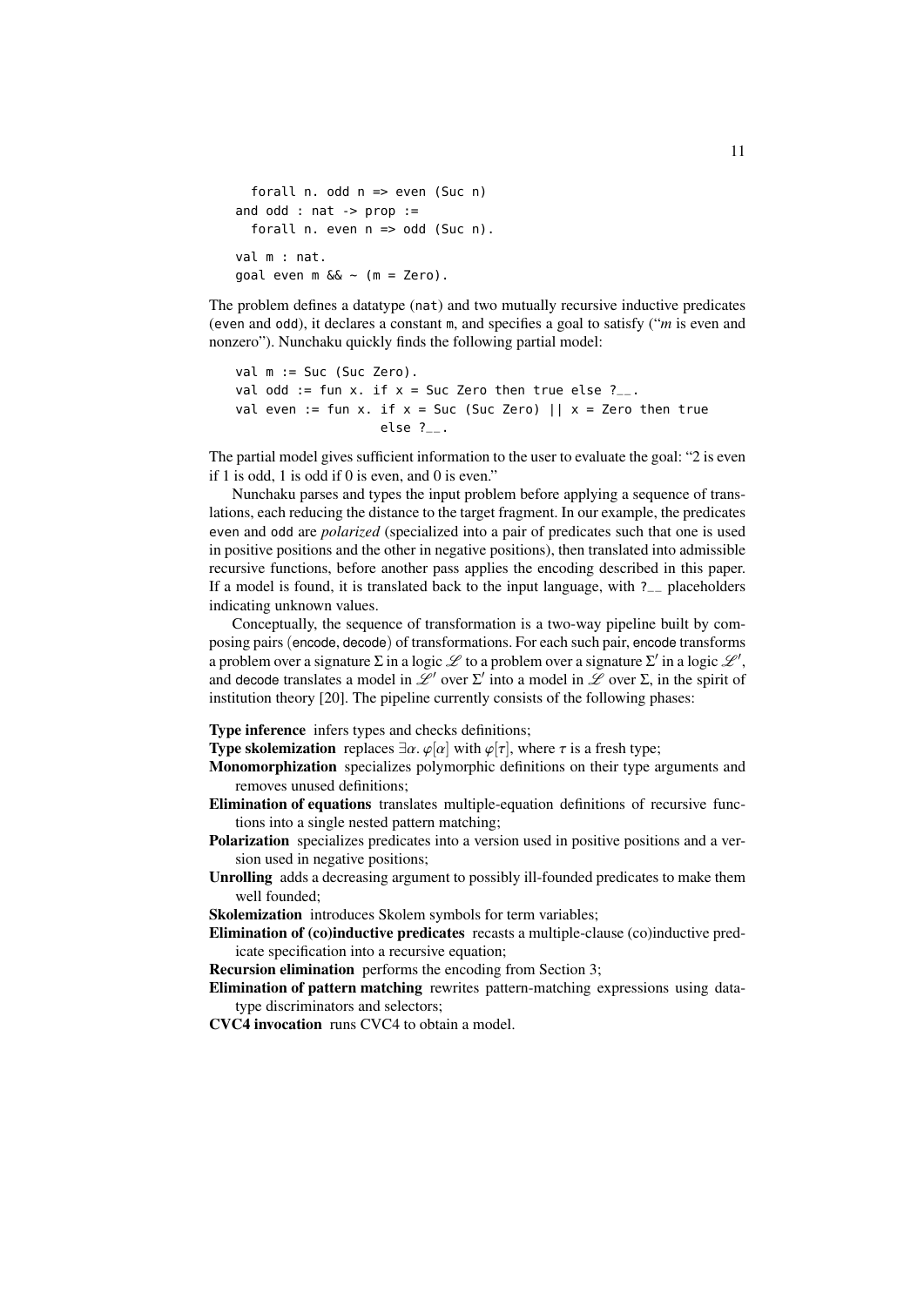```
  forall n. odd n => even (Suc n)
and odd : nat -> prop :=
  forall n. even n => odd (Suc n).

val m : nat.
goal even m && ~ (m = Zero).
```

The problem defines a datatype (nat) and two mutually recursive inductive predicates (even and odd), it declares a constant m, and specifies a goal to satisfy ("*m* is even and nonzero"). Nunchaku quickly finds the following partial model:

```
val m := Suc (Suc Zero).
val odd := fun x. if x = Suc Zero then true else ?__.
val even := fun x. if x = Suc (Suc Zero) || x = Zero then true
                   else ?__.
```

The partial model gives sufficient information to the user to evaluate the goal: "2 is even if 1 is odd, 1 is odd if 0 is even, and 0 is even."

Nunchaku parses and types the input problem before applying a sequence of translations, each reducing the distance to the target fragment. In our example, the predicates even and odd are *polarized* (specialized into a pair of predicates such that one is used in positive positions and the other in negative positions), then translated into admissible recursive functions, before another pass applies the encoding described in this paper. If a model is found, it is translated back to the input language, with ?__ placeholders indicating unknown values.

Conceptually, the sequence of transformation is a two-way pipeline built by composing pairs (encode, decode) of transformations. For each such pair, encode transforms a problem over a signature $\Sigma$ in a logic $\mathscr{L}$ to a problem over a signature $\Sigma'$ in a logic $\mathscr{L}'$, and decode translates a model in $\mathscr{L}'$ over $\Sigma'$ into a model in $\mathscr{L}$ over $\Sigma$, in the spirit of institution theory [20]. The pipeline currently consists of the following phases:

**Type inference** infers types and checks definitions;

**Type skolemization** replaces $\exists\alpha.\, \varphi[\alpha]$ with $\varphi[\tau]$, where $\tau$ is a fresh type;

**Monomorphization** specializes polymorphic definitions on their type arguments and removes unused definitions;

**Elimination of equations** translates multiple-equation definitions of recursive functions into a single nested pattern matching;

**Polarization** specializes predicates into a version used in positive positions and a version used in negative positions;

**Unrolling** adds a decreasing argument to possibly ill-founded predicates to make them well founded;

**Skolemization** introduces Skolem symbols for term variables;

**Elimination of (co)inductive predicates** recasts a multiple-clause (co)inductive predicate specification into a recursive equation;

**Recursion elimination** performs the encoding from Section 3;

**Elimination of pattern matching** rewrites pattern-matching expressions using datatype discriminators and selectors;

**CVC4 invocation** runs CVC4 to obtain a model.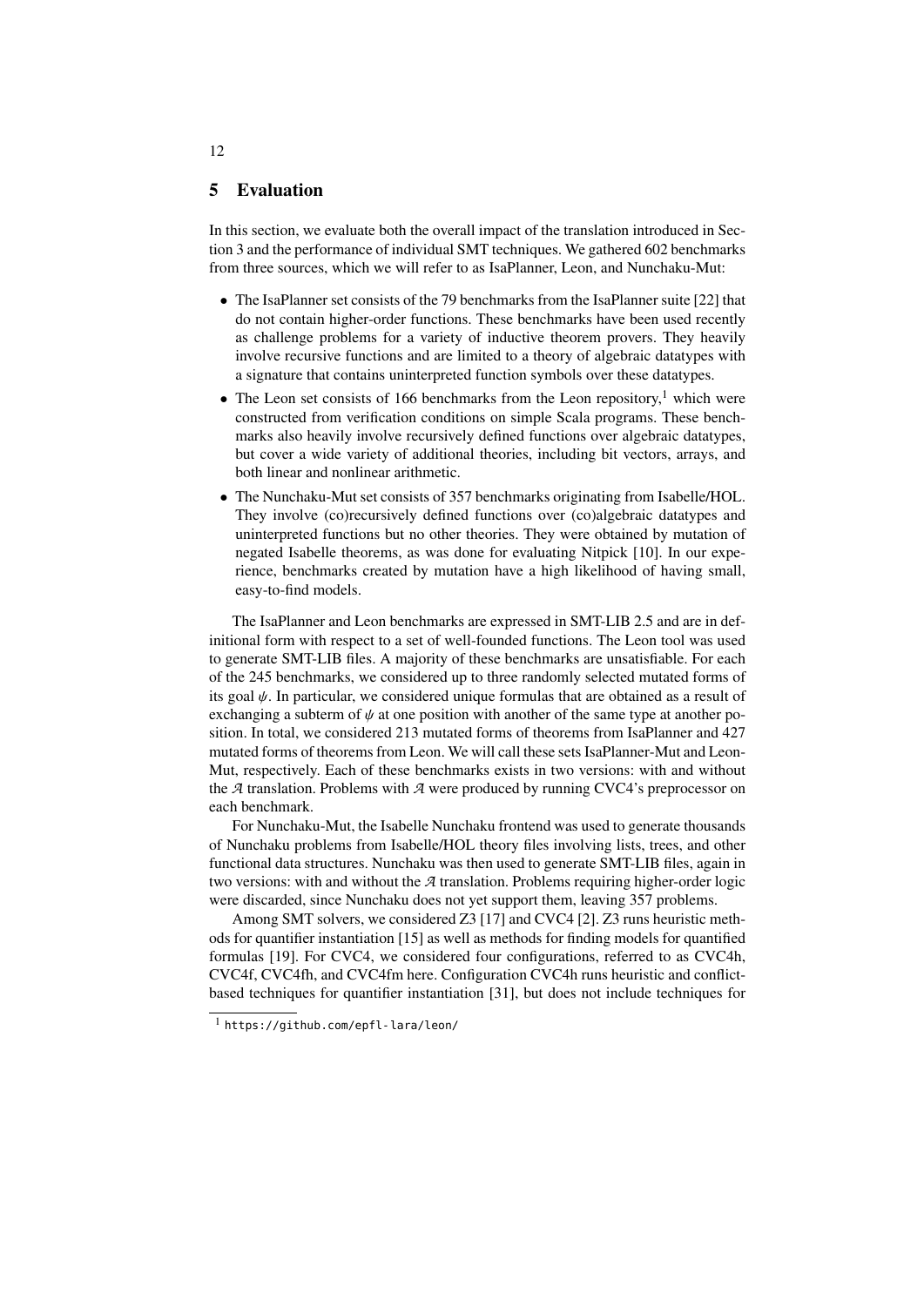## 5 Evaluation

In this section, we evaluate both the overall impact of the translation introduced in Section 3 and the performance of individual SMT techniques. We gathered 602 benchmarks from three sources, which we will refer to as IsaPlanner, Leon, and Nunchaku-Mut:

- The IsaPlanner set consists of the 79 benchmarks from the IsaPlanner suite [22] that do not contain higher-order functions. These benchmarks have been used recently as challenge problems for a variety of inductive theorem provers. They heavily involve recursive functions and are limited to a theory of algebraic datatypes with a signature that contains uninterpreted function symbols over these datatypes.
- The Leon set consists of 166 benchmarks from the Leon repository,[1] which were constructed from verification conditions on simple Scala programs. These benchmarks also heavily involve recursively defined functions over algebraic datatypes, but cover a wide variety of additional theories, including bit vectors, arrays, and both linear and nonlinear arithmetic.
- The Nunchaku-Mut set consists of 357 benchmarks originating from Isabelle/HOL. They involve (co)recursively defined functions over (co)algebraic datatypes and uninterpreted functions but no other theories. They were obtained by mutation of negated Isabelle theorems, as was done for evaluating Nitpick [10]. In our experience, benchmarks created by mutation have a high likelihood of having small, easy-to-find models.

The IsaPlanner and Leon benchmarks are expressed in SMT-LIB 2.5 and are in definitional form with respect to a set of well-founded functions. The Leon tool was used to generate SMT-LIB files. A majority of these benchmarks are unsatisfiable. For each of the 245 benchmarks, we considered up to three randomly selected mutated forms of its goal $\psi$. In particular, we considered unique formulas that are obtained as a result of exchanging a subterm of $\psi$ at one position with another of the same type at another position. In total, we considered 213 mutated forms of theorems from IsaPlanner and 427 mutated forms of theorems from Leon. We will call these sets IsaPlanner-Mut and Leon-Mut, respectively. Each of these benchmarks exists in two versions: with and without the $\mathcal{A}$ translation. Problems with $\mathcal{A}$ were produced by running CVC4's preprocessor on each benchmark.

For Nunchaku-Mut, the Isabelle Nunchaku frontend was used to generate thousands of Nunchaku problems from Isabelle/HOL theory files involving lists, trees, and other functional data structures. Nunchaku was then used to generate SMT-LIB files, again in two versions: with and without the $\mathcal{A}$ translation. Problems requiring higher-order logic were discarded, since Nunchaku does not yet support them, leaving 357 problems.

Among SMT solvers, we considered Z3 [17] and CVC4 [2]. Z3 runs heuristic methods for quantifier instantiation [15] as well as methods for finding models for quantified formulas [19]. For CVC4, we considered four configurations, referred to as CVC4h, CVC4f, CVC4fh, and CVC4fm here. Configuration CVC4h runs heuristic and conflict-based techniques for quantifier instantiation [31], but does not include techniques for

[1] https://github.com/epfl-lara/leon/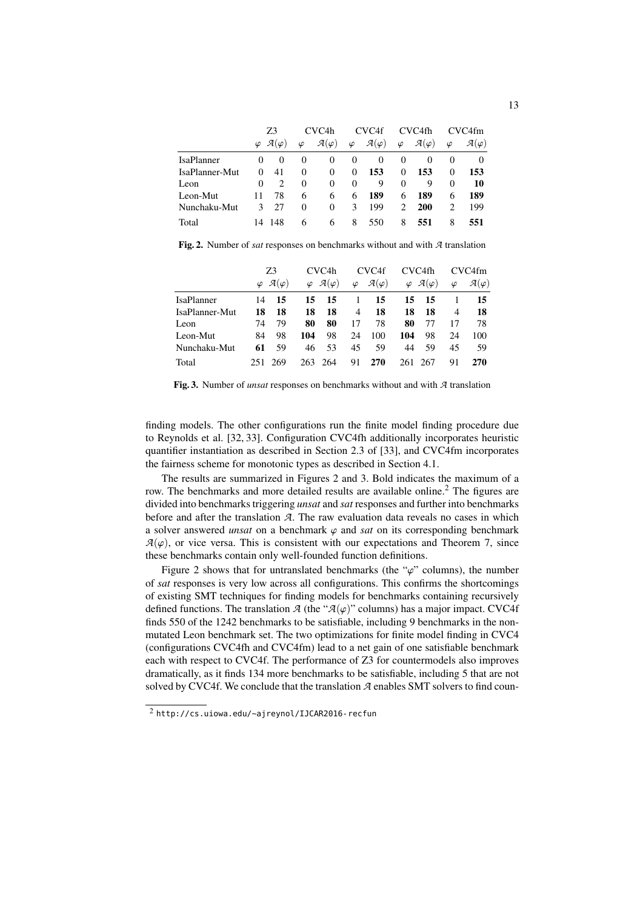| | Z3 | | CVC4h | | CVC4f | | CVC4fh | | CVC4fm | |
|---|---|---|---|---|---|---|---|---|---|---|
| | $\varphi$ | $\mathcal{A}(\varphi)$ | $\varphi$ | $\mathcal{A}(\varphi)$ | $\varphi$ | $\mathcal{A}(\varphi)$ | $\varphi$ | $\mathcal{A}(\varphi)$ | $\varphi$ | $\mathcal{A}(\varphi)$ |
| IsaPlanner | 0 | 0 | 0 | 0 | 0 | 0 | 0 | 0 | 0 | 0 |
| IsaPlanner-Mut | 0 | 41 | 0 | 0 | 0 | **153** | 0 | **153** | 0 | **153** |
| Leon | 0 | 2 | 0 | 0 | 0 | 9 | 0 | 9 | 0 | **10** |
| Leon-Mut | 11 | 78 | 6 | 6 | 6 | **189** | 6 | **189** | 6 | **189** |
| Nunchaku-Mut | 3 | 27 | 0 | 0 | 3 | 199 | 2 | **200** | 2 | 199 |
| Total | 14 | 148 | 6 | 6 | 8 | 550 | 8 | **551** | 8 | **551** |

**Fig. 2.** Number of *sat* responses on benchmarks without and with $\mathcal{A}$ translation

| | Z3 | | CVC4h | | CVC4f | | CVC4fh | | CVC4fm | |
|---|---|---|---|---|---|---|---|---|---|---|
| | $\varphi$ | $\mathcal{A}(\varphi)$ | $\varphi$ | $\mathcal{A}(\varphi)$ | $\varphi$ | $\mathcal{A}(\varphi)$ | $\varphi$ | $\mathcal{A}(\varphi)$ | $\varphi$ | $\mathcal{A}(\varphi)$ |
| IsaPlanner | 14 | **15** | **15** | **15** | 1 | **15** | **15** | **15** | 1 | **15** |
| IsaPlanner-Mut | **18** | **18** | **18** | **18** | 4 | **18** | **18** | **18** | 4 | **18** |
| Leon | 74 | 79 | **80** | **80** | 17 | 78 | **80** | 77 | 17 | 78 |
| Leon-Mut | 84 | 98 | **104** | 98 | 24 | 100 | **104** | 98 | 24 | 100 |
| Nunchaku-Mut | **61** | 59 | 46 | 53 | 45 | 59 | 44 | 59 | 45 | 59 |
| Total | 251 | 269 | 263 | 264 | 91 | **270** | 261 | 267 | 91 | **270** |

**Fig. 3.** Number of *unsat* responses on benchmarks without and with $\mathcal{A}$ translation

finding models. The other configurations run the finite model finding procedure due to Reynolds et al. [32, 33]. Configuration CVC4fh additionally incorporates heuristic quantifier instantiation as described in Section 2.3 of [33], and CVC4fm incorporates the fairness scheme for monotonic types as described in Section 4.1.

The results are summarized in Figures 2 and 3. Bold indicates the maximum of a row. The benchmarks and more detailed results are available online.[2] The figures are divided into benchmarks triggering *unsat* and *sat* responses and further into benchmarks before and after the translation $\mathcal{A}$. The raw evaluation data reveals no cases in which a solver answered *unsat* on a benchmark $\varphi$ and *sat* on its corresponding benchmark $\mathcal{A}(\varphi)$, or vice versa. This is consistent with our expectations and Theorem 7, since these benchmarks contain only well-founded function definitions.

Figure 2 shows that for untranslated benchmarks (the "$\varphi$" columns), the number of *sat* responses is very low across all configurations. This confirms the shortcomings of existing SMT techniques for finding models for benchmarks containing recursively defined functions. The translation $\mathcal{A}$ (the "$\mathcal{A}(\varphi)$" columns) has a major impact. CVC4f finds 550 of the 1242 benchmarks to be satisfiable, including 9 benchmarks in the non-mutated Leon benchmark set. The two optimizations for finite model finding in CVC4 (configurations CVC4fh and CVC4fm) lead to a net gain of one satisfiable benchmark each with respect to CVC4f. The performance of Z3 for countermodels also improves dramatically, as it finds 134 more benchmarks to be satisfiable, including 5 that are not solved by CVC4f. We conclude that the translation $\mathcal{A}$ enables SMT solvers to find coun-

[2] http://cs.uiowa.edu/~ajreynol/IJCAR2016-recfun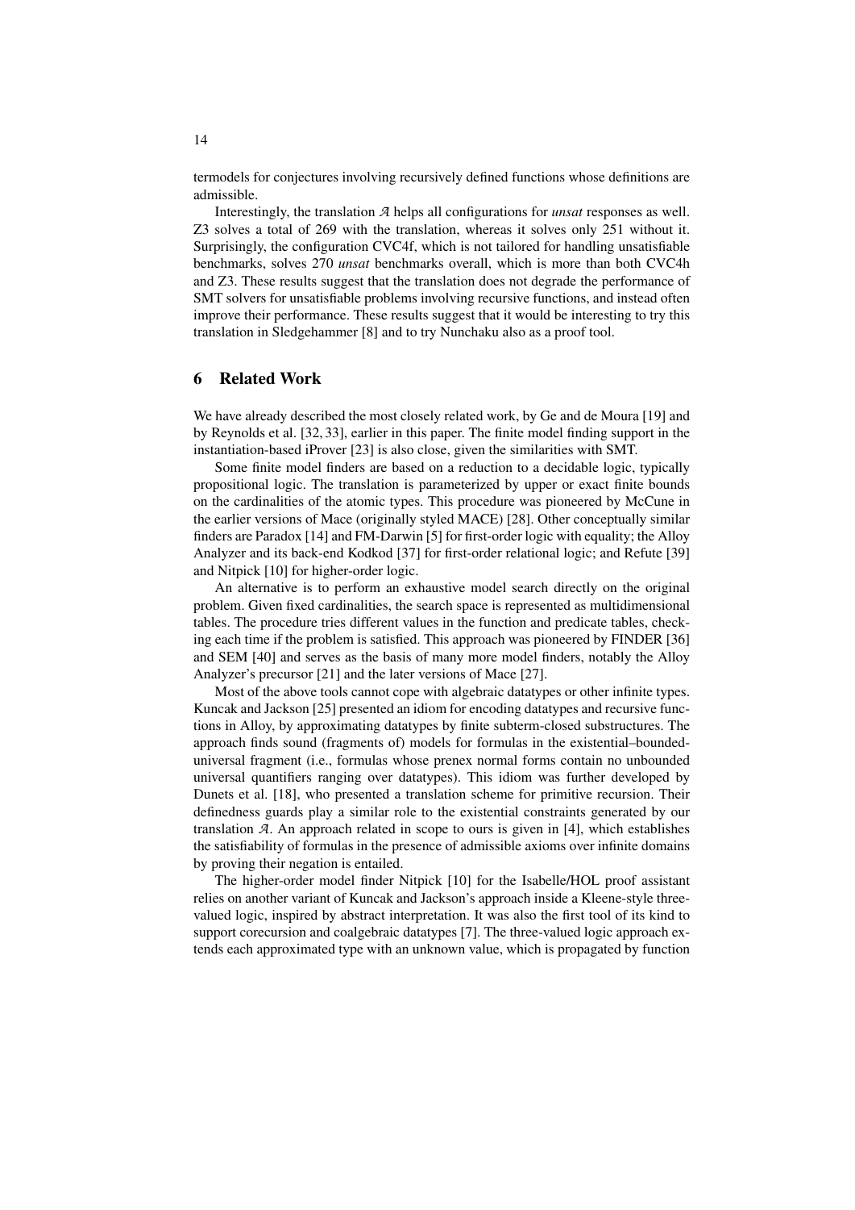termodels for conjectures involving recursively defined functions whose definitions are admissible.

Interestingly, the translation $\mathcal{A}$ helps all configurations for *unsat* responses as well. Z3 solves a total of 269 with the translation, whereas it solves only 251 without it. Surprisingly, the configuration CVC4f, which is not tailored for handling unsatisfiable benchmarks, solves 270 *unsat* benchmarks overall, which is more than both CVC4h and Z3. These results suggest that the translation does not degrade the performance of SMT solvers for unsatisfiable problems involving recursive functions, and instead often improve their performance. These results suggest that it would be interesting to try this translation in Sledgehammer [8] and to try Nunchaku also as a proof tool.

## 6 Related Work

We have already described the most closely related work, by Ge and de Moura [19] and by Reynolds et al. [32, 33], earlier in this paper. The finite model finding support in the instantiation-based iProver [23] is also close, given the similarities with SMT.

Some finite model finders are based on a reduction to a decidable logic, typically propositional logic. The translation is parameterized by upper or exact finite bounds on the cardinalities of the atomic types. This procedure was pioneered by McCune in the earlier versions of Mace (originally styled MACE) [28]. Other conceptually similar finders are Paradox [14] and FM-Darwin [5] for first-order logic with equality; the Alloy Analyzer and its back-end Kodkod [37] for first-order relational logic; and Refute [39] and Nitpick [10] for higher-order logic.

An alternative is to perform an exhaustive model search directly on the original problem. Given fixed cardinalities, the search space is represented as multidimensional tables. The procedure tries different values in the function and predicate tables, checking each time if the problem is satisfied. This approach was pioneered by FINDER [36] and SEM [40] and serves as the basis of many more model finders, notably the Alloy Analyzer's precursor [21] and the later versions of Mace [27].

Most of the above tools cannot cope with algebraic datatypes or other infinite types. Kuncak and Jackson [25] presented an idiom for encoding datatypes and recursive functions in Alloy, by approximating datatypes by finite subterm-closed substructures. The approach finds sound (fragments of) models for formulas in the existential–bounded-universal fragment (i.e., formulas whose prenex normal forms contain no unbounded universal quantifiers ranging over datatypes). This idiom was further developed by Dunets et al. [18], who presented a translation scheme for primitive recursion. Their definedness guards play a similar role to the existential constraints generated by our translation $\mathcal{A}$. An approach related in scope to ours is given in [4], which establishes the satisfiability of formulas in the presence of admissible axioms over infinite domains by proving their negation is entailed.

The higher-order model finder Nitpick [10] for the Isabelle/HOL proof assistant relies on another variant of Kuncak and Jackson's approach inside a Kleene-style three-valued logic, inspired by abstract interpretation. It was also the first tool of its kind to support corecursion and coalgebraic datatypes [7]. The three-valued logic approach extends each approximated type with an unknown value, which is propagated by function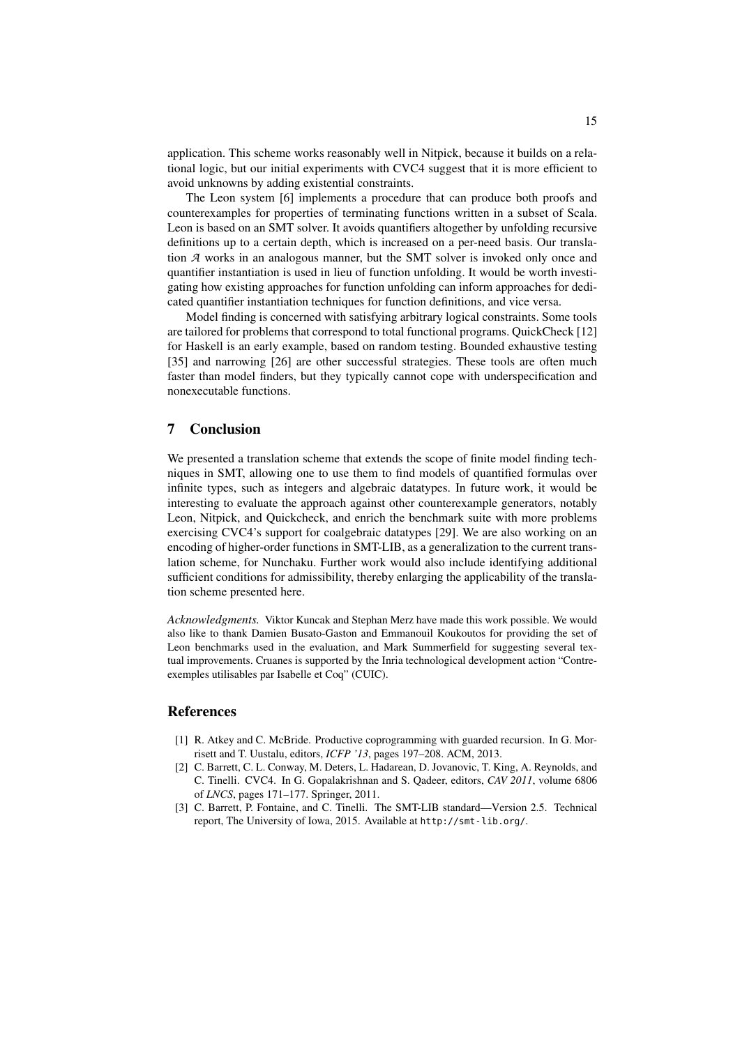application. This scheme works reasonably well in Nitpick, because it builds on a relational logic, but our initial experiments with CVC4 suggest that it is more efficient to avoid unknowns by adding existential constraints.

The Leon system [6] implements a procedure that can produce both proofs and counterexamples for properties of terminating functions written in a subset of Scala. Leon is based on an SMT solver. It avoids quantifiers altogether by unfolding recursive definitions up to a certain depth, which is increased on a per-need basis. Our translation $\mathcal{A}$ works in an analogous manner, but the SMT solver is invoked only once and quantifier instantiation is used in lieu of function unfolding. It would be worth investigating how existing approaches for function unfolding can inform approaches for dedicated quantifier instantiation techniques for function definitions, and vice versa.

Model finding is concerned with satisfying arbitrary logical constraints. Some tools are tailored for problems that correspond to total functional programs. QuickCheck [12] for Haskell is an early example, based on random testing. Bounded exhaustive testing [35] and narrowing [26] are other successful strategies. These tools are often much faster than model finders, but they typically cannot cope with underspecification and nonexecutable functions.

## 7 Conclusion

We presented a translation scheme that extends the scope of finite model finding techniques in SMT, allowing one to use them to find models of quantified formulas over infinite types, such as integers and algebraic datatypes. In future work, it would be interesting to evaluate the approach against other counterexample generators, notably Leon, Nitpick, and Quickcheck, and enrich the benchmark suite with more problems exercising CVC4's support for coalgebraic datatypes [29]. We are also working on an encoding of higher-order functions in SMT-LIB, as a generalization to the current translation scheme, for Nunchaku. Further work would also include identifying additional sufficient conditions for admissibility, thereby enlarging the applicability of the translation scheme presented here.

*Acknowledgments.* Viktor Kuncak and Stephan Merz have made this work possible. We would also like to thank Damien Busato-Gaston and Emmanouil Koukoutos for providing the set of Leon benchmarks used in the evaluation, and Mark Summerfield for suggesting several textual improvements. Cruanes is supported by the Inria technological development action "Contre-exemples utilisables par Isabelle et Coq" (CUIC).

## References

[1] R. Atkey and C. McBride. Productive coprogramming with guarded recursion. In G. Morrisett and T. Uustalu, editors, *ICFP '13*, pages 197–208. ACM, 2013.

[2] C. Barrett, C. L. Conway, M. Deters, L. Hadarean, D. Jovanovic, T. King, A. Reynolds, and C. Tinelli. CVC4. In G. Gopalakrishnan and S. Qadeer, editors, *CAV 2011*, volume 6806 of *LNCS*, pages 171–177. Springer, 2011.

[3] C. Barrett, P. Fontaine, and C. Tinelli. The SMT-LIB standard—Version 2.5. Technical report, The University of Iowa, 2015. Available at `http://smt-lib.org/`.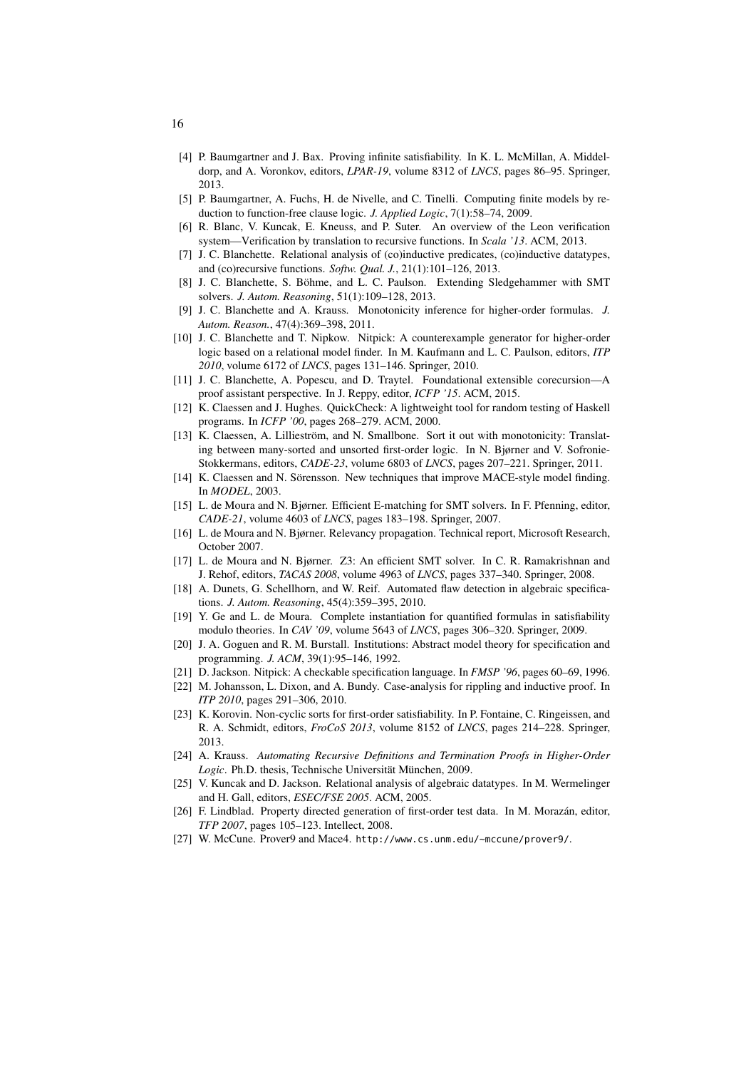[4] P. Baumgartner and J. Bax. Proving infinite satisfiability. In K. L. McMillan, A. Middeldorp, and A. Voronkov, editors, *LPAR-19*, volume 8312 of *LNCS*, pages 86–95. Springer, 2013.

[5] P. Baumgartner, A. Fuchs, H. de Nivelle, and C. Tinelli. Computing finite models by reduction to function-free clause logic. *J. Applied Logic*, 7(1):58–74, 2009.

[6] R. Blanc, V. Kuncak, E. Kneuss, and P. Suter. An overview of the Leon verification system—Verification by translation to recursive functions. In *Scala '13*. ACM, 2013.

[7] J. C. Blanchette. Relational analysis of (co)inductive predicates, (co)inductive datatypes, and (co)recursive functions. *Softw. Qual. J.*, 21(1):101–126, 2013.

[8] J. C. Blanchette, S. Böhme, and L. C. Paulson. Extending Sledgehammer with SMT solvers. *J. Autom. Reasoning*, 51(1):109–128, 2013.

[9] J. C. Blanchette and A. Krauss. Monotonicity inference for higher-order formulas. *J. Autom. Reason.*, 47(4):369–398, 2011.

[10] J. C. Blanchette and T. Nipkow. Nitpick: A counterexample generator for higher-order logic based on a relational model finder. In M. Kaufmann and L. C. Paulson, editors, *ITP 2010*, volume 6172 of *LNCS*, pages 131–146. Springer, 2010.

[11] J. C. Blanchette, A. Popescu, and D. Traytel. Foundational extensible corecursion—A proof assistant perspective. In J. Reppy, editor, *ICFP '15*. ACM, 2015.

[12] K. Claessen and J. Hughes. QuickCheck: A lightweight tool for random testing of Haskell programs. In *ICFP '00*, pages 268–279. ACM, 2000.

[13] K. Claessen, A. Lillieström, and N. Smallbone. Sort it out with monotonicity: Translating between many-sorted and unsorted first-order logic. In N. Bjørner and V. Sofronie-Stokkermans, editors, *CADE-23*, volume 6803 of *LNCS*, pages 207–221. Springer, 2011.

[14] K. Claessen and N. Sörensson. New techniques that improve MACE-style model finding. In *MODEL*, 2003.

[15] L. de Moura and N. Bjørner. Efficient E-matching for SMT solvers. In F. Pfenning, editor, *CADE-21*, volume 4603 of *LNCS*, pages 183–198. Springer, 2007.

[16] L. de Moura and N. Bjørner. Relevancy propagation. Technical report, Microsoft Research, October 2007.

[17] L. de Moura and N. Bjørner. Z3: An efficient SMT solver. In C. R. Ramakrishnan and J. Rehof, editors, *TACAS 2008*, volume 4963 of *LNCS*, pages 337–340. Springer, 2008.

[18] A. Dunets, G. Schellhorn, and W. Reif. Automated flaw detection in algebraic specifications. *J. Autom. Reasoning*, 45(4):359–395, 2010.

[19] Y. Ge and L. de Moura. Complete instantiation for quantified formulas in satisfiability modulo theories. In *CAV '09*, volume 5643 of *LNCS*, pages 306–320. Springer, 2009.

[20] J. A. Goguen and R. M. Burstall. Institutions: Abstract model theory for specification and programming. *J. ACM*, 39(1):95–146, 1992.

[21] D. Jackson. Nitpick: A checkable specification language. In *FMSP '96*, pages 60–69, 1996.

[22] M. Johansson, L. Dixon, and A. Bundy. Case-analysis for rippling and inductive proof. In *ITP 2010*, pages 291–306, 2010.

[23] K. Korovin. Non-cyclic sorts for first-order satisfiability. In P. Fontaine, C. Ringeissen, and R. A. Schmidt, editors, *FroCoS 2013*, volume 8152 of *LNCS*, pages 214–228. Springer, 2013.

[24] A. Krauss. *Automating Recursive Definitions and Termination Proofs in Higher-Order Logic*. Ph.D. thesis, Technische Universität München, 2009.

[25] V. Kuncak and D. Jackson. Relational analysis of algebraic datatypes. In M. Wermelinger and H. Gall, editors, *ESEC/FSE 2005*. ACM, 2005.

[26] F. Lindblad. Property directed generation of first-order test data. In M. Morazán, editor, *TFP 2007*, pages 105–123. Intellect, 2008.

[27] W. McCune. Prover9 and Mace4. http://www.cs.unm.edu/~mccune/prover9/.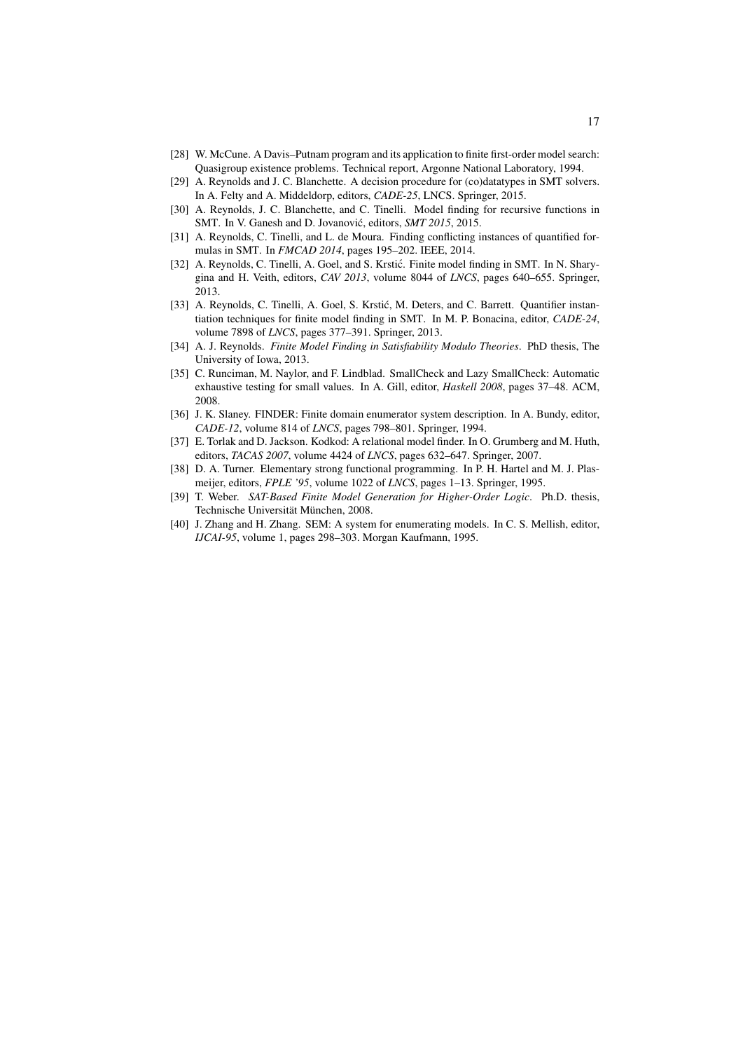[28] W. McCune. A Davis–Putnam program and its application to finite first-order model search: Quasigroup existence problems. Technical report, Argonne National Laboratory, 1994.

[29] A. Reynolds and J. C. Blanchette. A decision procedure for (co)datatypes in SMT solvers. In A. Felty and A. Middeldorp, editors, *CADE-25*, LNCS. Springer, 2015.

[30] A. Reynolds, J. C. Blanchette, and C. Tinelli. Model finding for recursive functions in SMT. In V. Ganesh and D. Jovanović, editors, *SMT 2015*, 2015.

[31] A. Reynolds, C. Tinelli, and L. de Moura. Finding conflicting instances of quantified formulas in SMT. In *FMCAD 2014*, pages 195–202. IEEE, 2014.

[32] A. Reynolds, C. Tinelli, A. Goel, and S. Krstić. Finite model finding in SMT. In N. Sharygina and H. Veith, editors, *CAV 2013*, volume 8044 of *LNCS*, pages 640–655. Springer, 2013.

[33] A. Reynolds, C. Tinelli, A. Goel, S. Krstić, M. Deters, and C. Barrett. Quantifier instantiation techniques for finite model finding in SMT. In M. P. Bonacina, editor, *CADE-24*, volume 7898 of *LNCS*, pages 377–391. Springer, 2013.

[34] A. J. Reynolds. *Finite Model Finding in Satisfiability Modulo Theories*. PhD thesis, The University of Iowa, 2013.

[35] C. Runciman, M. Naylor, and F. Lindblad. SmallCheck and Lazy SmallCheck: Automatic exhaustive testing for small values. In A. Gill, editor, *Haskell 2008*, pages 37–48. ACM, 2008.

[36] J. K. Slaney. FINDER: Finite domain enumerator system description. In A. Bundy, editor, *CADE-12*, volume 814 of *LNCS*, pages 798–801. Springer, 1994.

[37] E. Torlak and D. Jackson. Kodkod: A relational model finder. In O. Grumberg and M. Huth, editors, *TACAS 2007*, volume 4424 of *LNCS*, pages 632–647. Springer, 2007.

[38] D. A. Turner. Elementary strong functional programming. In P. H. Hartel and M. J. Plasmeijer, editors, *FPLE '95*, volume 1022 of *LNCS*, pages 1–13. Springer, 1995.

[39] T. Weber. *SAT-Based Finite Model Generation for Higher-Order Logic*. Ph.D. thesis, Technische Universität München, 2008.

[40] J. Zhang and H. Zhang. SEM: A system for enumerating models. In C. S. Mellish, editor, *IJCAI-95*, volume 1, pages 298–303. Morgan Kaufmann, 1995.